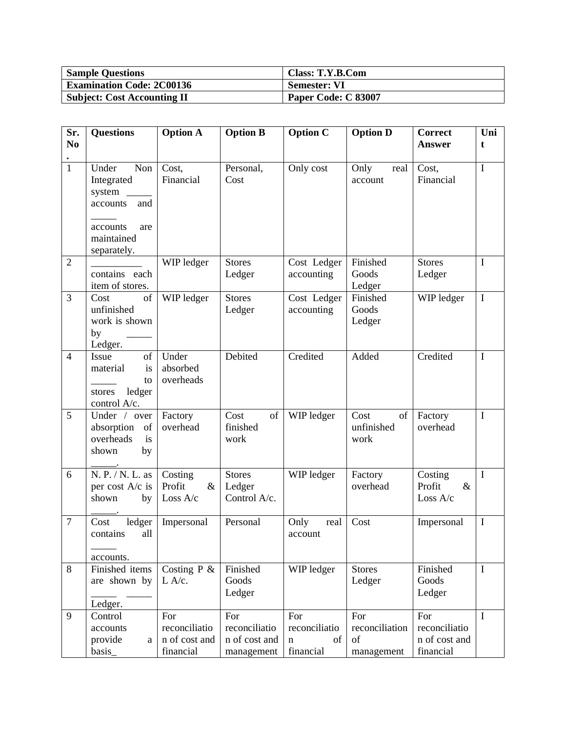| Sample Questions | Class: T.Y.B.Com |
|---|---|
| **Examination Code: 2C00136** | **Semester: VI** |
| **Subject: Cost Accounting II** | **Paper Code: C 83007** |

| Sr. No. | Questions | Option A | Option B | Option C | Option D | Correct Answer | Unit |
|---|---|---|---|---|---|---|---|
| 1 | Under Non Integrated system _____ accounts and _____ accounts are maintained separately. | Cost, Financial | Personal, Cost | Only cost | Only real account | Cost, Financial | I |
| 2 | __________ contains each item of stores. | WIP ledger | Stores Ledger | Cost Ledger accounting | Finished Goods Ledger | Stores Ledger | I |
| 3 | Cost of unfinished work is shown by _____ Ledger. | WIP ledger | Stores Ledger | Cost Ledger accounting | Finished Goods Ledger | WIP ledger | I |
| 4 | Issue of material is _____ to stores ledger control A/c. | Under absorbed overheads | Debited | Credited | Added | Credited | I |
| 5 | Under / over absorption of overheads is shown by _____. | Factory overhead | Cost of finished work | WIP ledger | Cost of unfinished work | Factory overhead | I |
| 6 | N. P. / N. L. as per cost A/c is shown by _____. | Costing Profit & Loss A/c | Stores Ledger Control A/c. | WIP ledger | Factory overhead | Costing Profit & Loss A/c | I |
| 7 | Cost ledger contains all _____ accounts. | Impersonal | Personal | Only real account | Cost | Impersonal | I |
| 8 | Finished items are shown by _____ _____ Ledger. | Costing P & L A/c. | Finished Goods Ledger | WIP ledger | Stores Ledger | Finished Goods Ledger | I |
| 9 | Control accounts provide a basis_ | For reconciliation of cost and financial | For reconciliation of cost and management | For reconciliation of financial | For reconciliation of management | For reconciliation of cost and financial | I |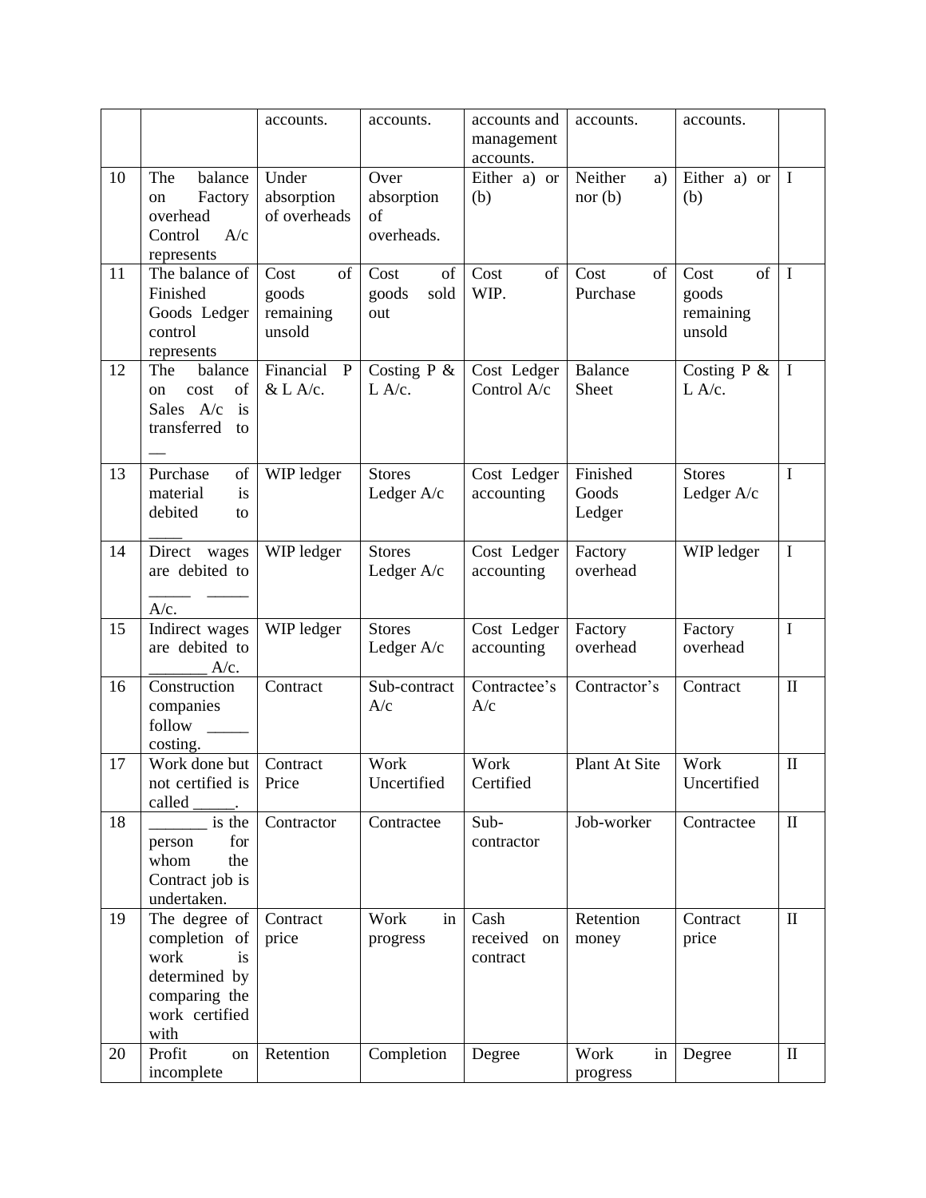|  |  | accounts. | accounts. | accounts and management accounts. | accounts. | accounts. |  |
|---|---|---|---|---|---|---|---|
| 10 | The balance on Factory overhead Control A/c represents | Under absorption of overheads | Over absorption of overheads. | Either a) or (b) | Neither a) nor (b) | Either a) or (b) | I |
| 11 | The balance of Finished Goods Ledger control represents | Cost of goods remaining unsold | Cost of goods sold out | Cost of WIP. | Cost of Purchase | Cost of goods remaining unsold | I |
| 12 | The balance on cost of Sales A/c is transferred to — | Financial P & L A/c. | Costing P & L A/c. | Cost Ledger Control A/c | Balance Sheet | Costing P & L A/c. | I |
| 13 | Purchase of material is debited to ____ | WIP ledger | Stores Ledger A/c | Cost Ledger accounting | Finished Goods Ledger | Stores Ledger A/c | I |
| 14 | Direct wages are debited to _____ _____ A/c. | WIP ledger | Stores Ledger A/c | Cost Ledger accounting | Factory overhead | WIP ledger | I |
| 15 | Indirect wages are debited to _______ A/c. | WIP ledger | Stores Ledger A/c | Cost Ledger accounting | Factory overhead | Factory overhead | I |
| 16 | Construction companies follow _____ costing. | Contract | Sub-contract A/c | Contractee's A/c | Contractor's | Contract | II |
| 17 | Work done but not certified is called _____. | Contract Price | Work Uncertified | Work Certified | Plant At Site | Work Uncertified | II |
| 18 | _______ is the person for whom the Contract job is undertaken. | Contractor | Contractee | Sub-contractor | Job-worker | Contractee | II |
| 19 | The degree of completion of work is determined by comparing the work certified with | Contract price | Work in progress | Cash received on contract | Retention money | Contract price | II |
| 20 | Profit on incomplete | Retention | Completion | Degree | Work in progress | Degree | II |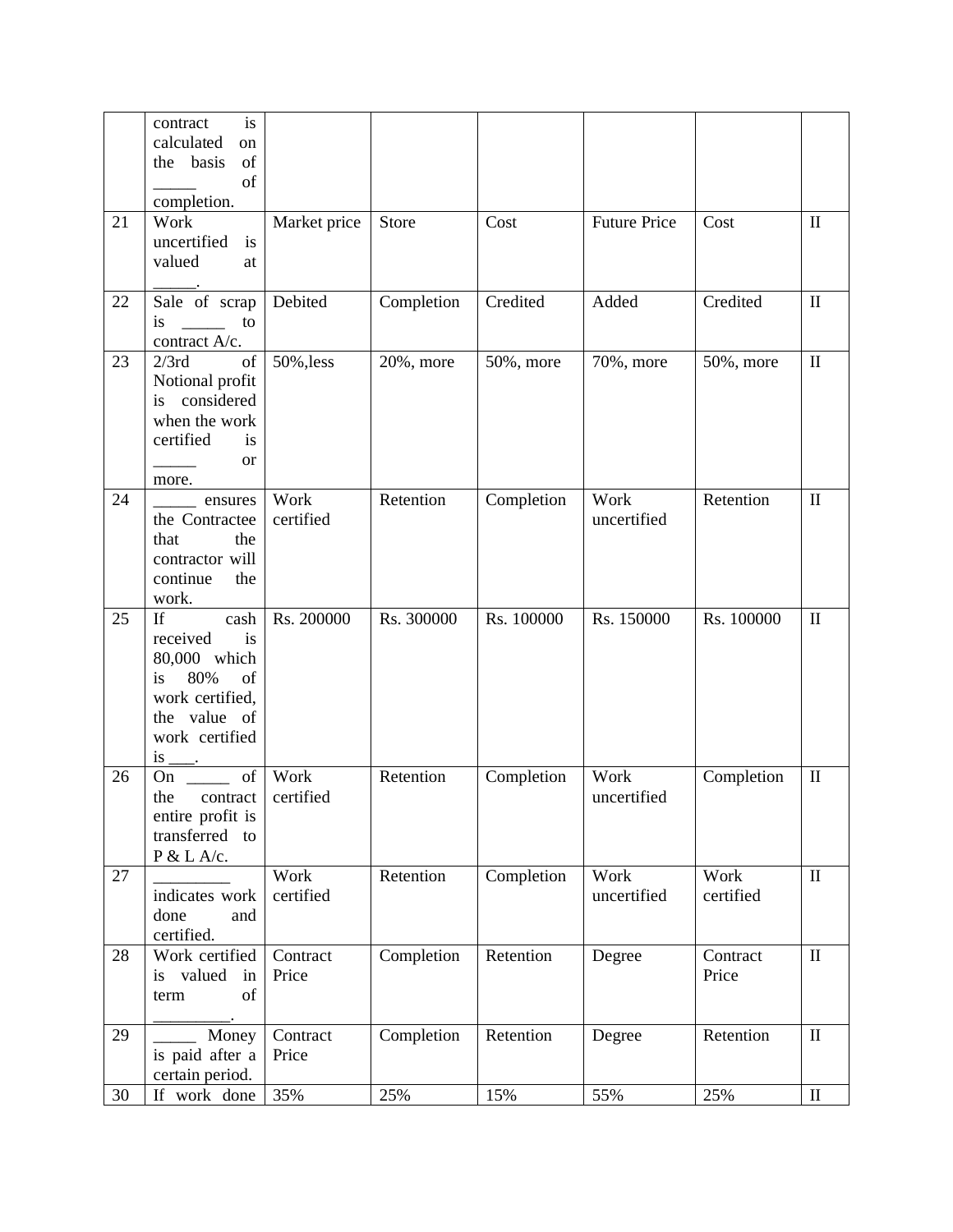|  | contract is calculated on the basis of _____ of completion. |  |  |  |  |  |  |
|---|---|---|---|---|---|---|---|
| 21 | Work uncertified is valued at _____. | Market price | Store | Cost | Future Price | Cost | II |
| 22 | Sale of scrap is _____ to contract A/c. | Debited | Completion | Credited | Added | Credited | II |
| 23 | 2/3rd of Notional profit is considered when the work certified is _____ or more. | 50%,less | 20%, more | 50%, more | 70%, more | 50%, more | II |
| 24 | _____ ensures the Contractee that the contractor will continue the work. | Work certified | Retention | Completion | Work uncertified | Retention | II |
| 25 | If cash received is 80,000 which is 80% of work certified, the value of work certified is ___. | Rs. 200000 | Rs. 300000 | Rs. 100000 | Rs. 150000 | Rs. 100000 | II |
| 26 | On _____ of the contract entire profit is transferred to P & L A/c. | Work certified | Retention | Completion | Work uncertified | Completion | II |
| 27 | _________ indicates work done and certified. | Work certified | Retention | Completion | Work uncertified | Work certified | II |
| 28 | Work certified is valued in term of _________. | Contract Price | Completion | Retention | Degree | Contract Price | II |
| 29 | _____ Money is paid after a certain period. | Contract Price | Completion | Retention | Degree | Retention | II |
| 30 | If work done | 35% | 25% | 15% | 55% | 25% | II |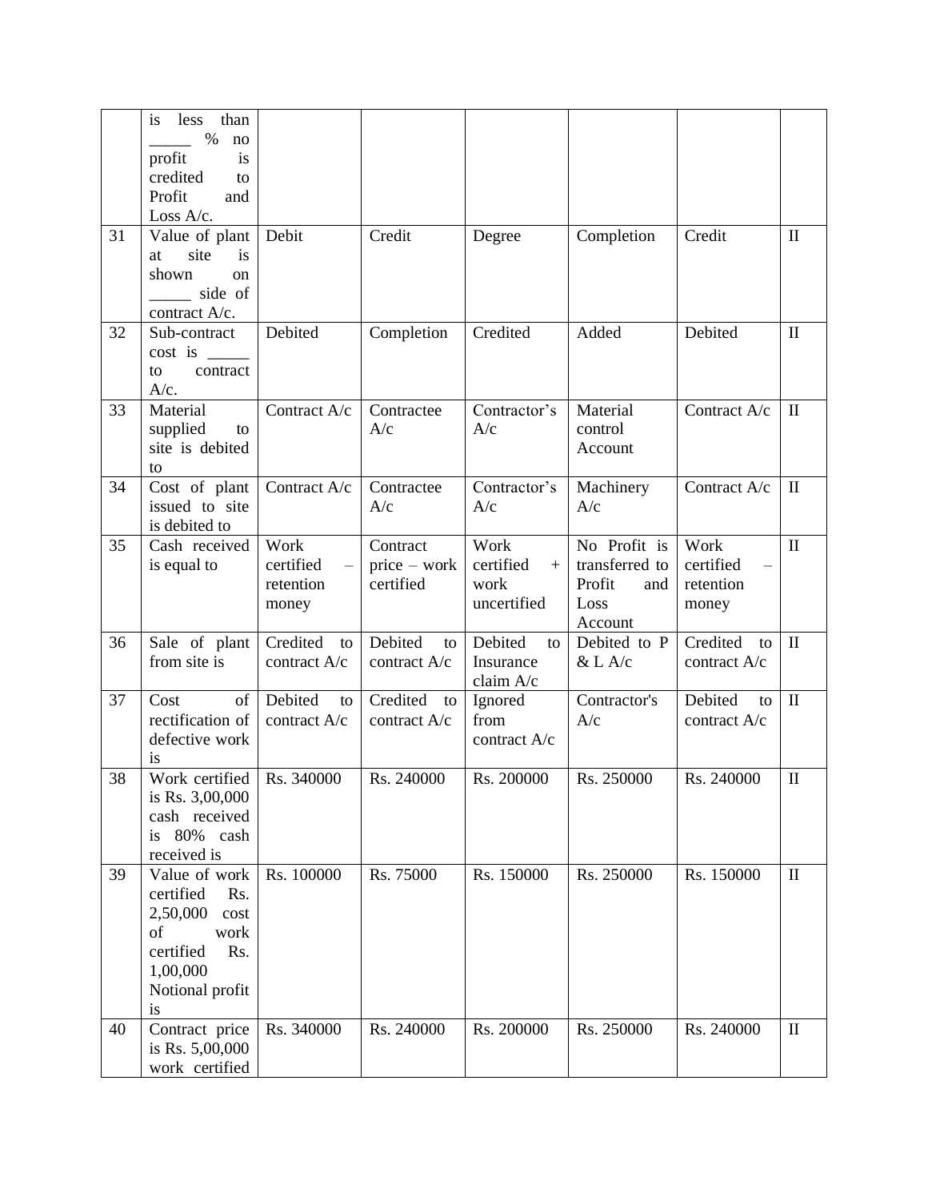|  |  |  |  |  |  |  |  |
|---|---|---|---|---|---|---|---|
|  | is less than _____ % no profit is credited to Profit and Loss A/c. |  |  |  |  |  |  |
| 31 | Value of plant at site is shown on _____ side of contract A/c. | Debit | Credit | Degree | Completion | Credit | II |
| 32 | Sub-contract cost is _____ to contract A/c. | Debited | Completion | Credited | Added | Debited | II |
| 33 | Material supplied to site is debited to | Contract A/c | Contractee A/c | Contractor's A/c | Material control Account | Contract A/c | II |
| 34 | Cost of plant issued to site is debited to | Contract A/c | Contractee A/c | Contractor's A/c | Machinery A/c | Contract A/c | II |
| 35 | Cash received is equal to | Work certified – retention money | Contract price – work certified | Work certified + work uncertified | No Profit is transferred to Profit and Loss Account | Work certified – retention money | II |
| 36 | Sale of plant from site is | Credited to contract A/c | Debited to contract A/c | Debited to Insurance claim A/c | Debited to P & L A/c | Credited to contract A/c | II |
| 37 | Cost of rectification of defective work is | Debited to contract A/c | Credited to contract A/c | Ignored from contract A/c | Contractor's A/c | Debited to contract A/c | II |
| 38 | Work certified is Rs. 3,00,000 cash received is 80% cash received is | Rs. 340000 | Rs. 240000 | Rs. 200000 | Rs. 250000 | Rs. 240000 | II |
| 39 | Value of work certified Rs. 2,50,000 cost of work certified Rs. 1,00,000 Notional profit is | Rs. 100000 | Rs. 75000 | Rs. 150000 | Rs. 250000 | Rs. 150000 | II |
| 40 | Contract price is Rs. 5,00,000 work certified | Rs. 340000 | Rs. 240000 | Rs. 200000 | Rs. 250000 | Rs. 240000 | II |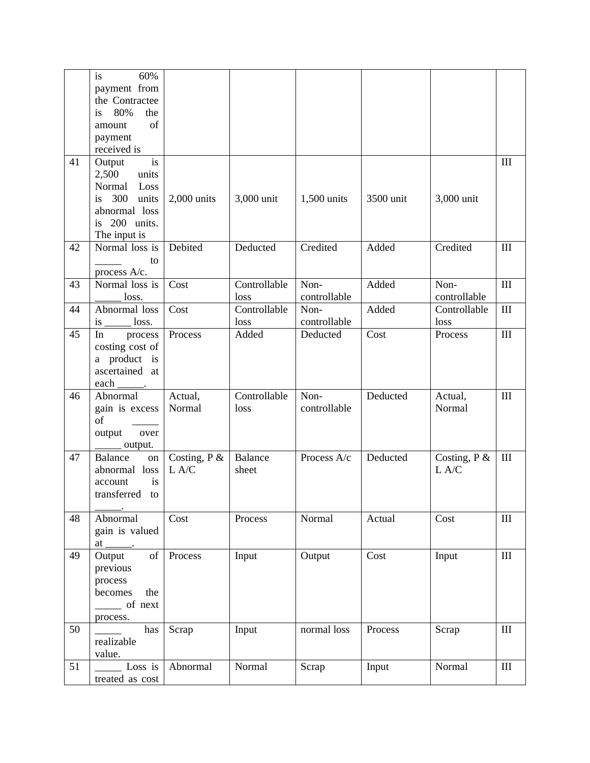| | | | | | | | |
|---|---|---|---|---|---|---|---|
| | is 60% payment from the Contractee is 80% the amount of payment received is | | | | | | |
| 41 | Output is 2,500 units Normal Loss is 300 units abnormal loss is 200 units. The input is | 2,000 units | 3,000 unit | 1,500 units | 3500 unit | 3,000 unit | III |
| 42 | Normal loss is _____ to process A/c. | Debited | Deducted | Credited | Added | Credited | III |
| 43 | Normal loss is _____ loss. | Cost | Controllable loss | Non-controllable | Added | Non-controllable | III |
| 44 | Abnormal loss is _____ loss. | Cost | Controllable loss | Non-controllable | Added | Controllable loss | III |
| 45 | In process costing cost of a product is ascertained at each _____. | Process | Added | Deducted | Cost | Process | III |
| 46 | Abnormal gain is excess of _____ output over _____ output. | Actual, Normal | Controllable loss | Non-controllable | Deducted | Actual, Normal | III |
| 47 | Balance on abnormal loss account is transferred to _____. | Costing, P & L A/C | Balance sheet | Process A/c | Deducted | Costing, P & L A/C | III |
| 48 | Abnormal gain is valued at _____. | Cost | Process | Normal | Actual | Cost | III |
| 49 | Output of previous process becomes the _____ of next process. | Process | Input | Output | Cost | Input | III |
| 50 | _____ has realizable value. | Scrap | Input | normal loss | Process | Scrap | III |
| 51 | _____ Loss is treated as cost | Abnormal | Normal | Scrap | Input | Normal | III |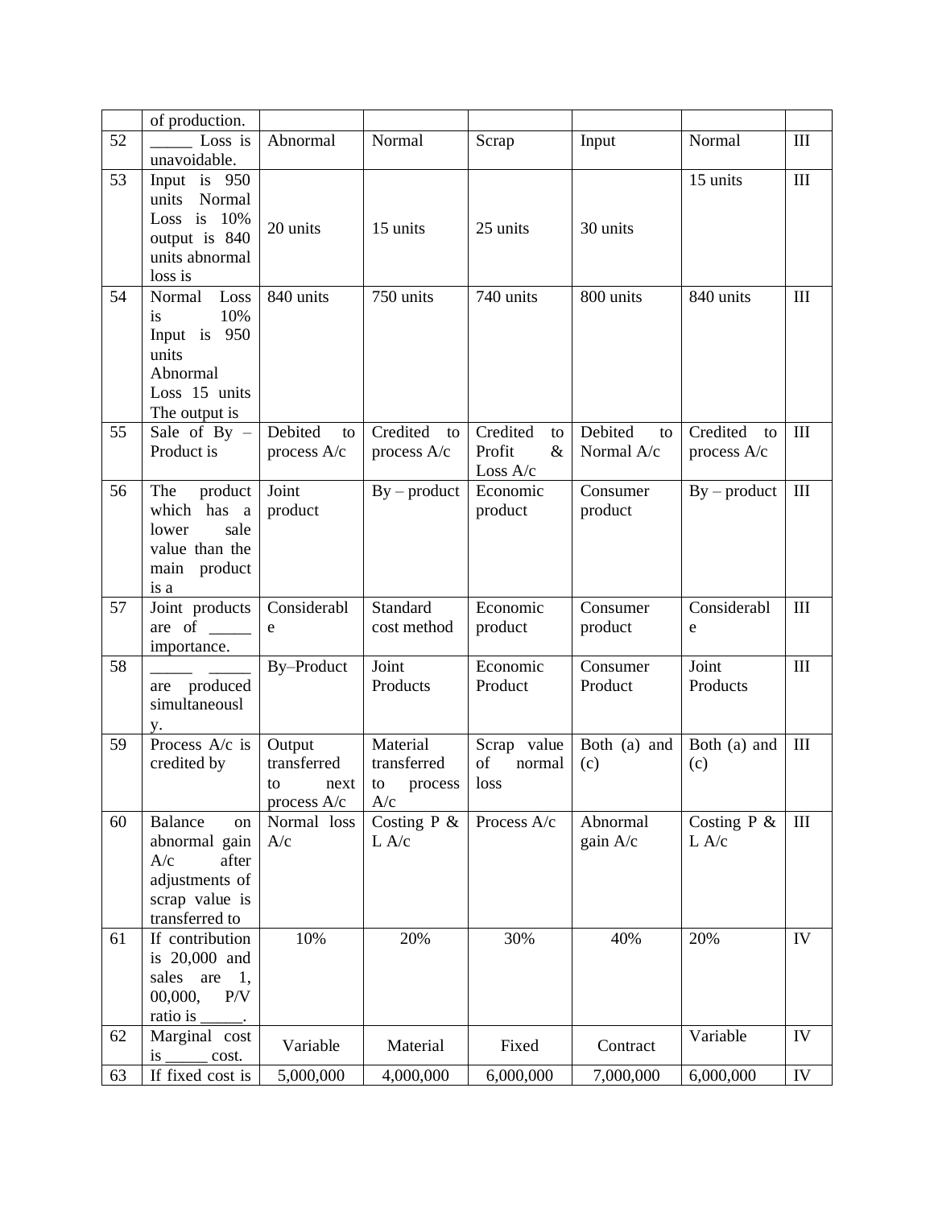| | of production. | | | | | | |
|---|---|---|---|---|---|---|---|
| 52 | _____ Loss is unavoidable. | Abnormal | Normal | Scrap | Input | Normal | III |
| 53 | Input is 950 units Normal Loss is 10% output is 840 units abnormal loss is | 20 units | 15 units | 25 units | 30 units | 15 units | III |
| 54 | Normal Loss is 10% Input is 950 units Abnormal Loss 15 units The output is | 840 units | 750 units | 740 units | 800 units | 840 units | III |
| 55 | Sale of By – Product is | Debited to process A/c | Credited to process A/c | Credited to Profit & Loss A/c | Debited to Normal A/c | Credited to process A/c | III |
| 56 | The product which has a lower sale value than the main product is a | Joint product | By – product | Economic product | Consumer product | By – product | III |
| 57 | Joint products are of _____ importance. | Considerable | Standard cost method | Economic product | Consumer product | Considerable | III |
| 58 | _____ _____ are produced simultaneously. | By–Product | Joint Products | Economic Product | Consumer Product | Joint Products | III |
| 59 | Process A/c is credited by | Output transferred to next process A/c | Material transferred to process A/c | Scrap value of normal loss | Both (a) and (c) | Both (a) and (c) | III |
| 60 | Balance on abnormal gain A/c after adjustments of scrap value is transferred to | Normal loss A/c | Costing P & L A/c | Process A/c | Abnormal gain A/c | Costing P & L A/c | III |
| 61 | If contribution is 20,000 and sales are 1, 00,000, P/V ratio is _____. | 10% | 20% | 30% | 40% | 20% | IV |
| 62 | Marginal cost is _____ cost. | Variable | Material | Fixed | Contract | Variable | IV |
| 63 | If fixed cost is | 5,000,000 | 4,000,000 | 6,000,000 | 7,000,000 | 6,000,000 | IV |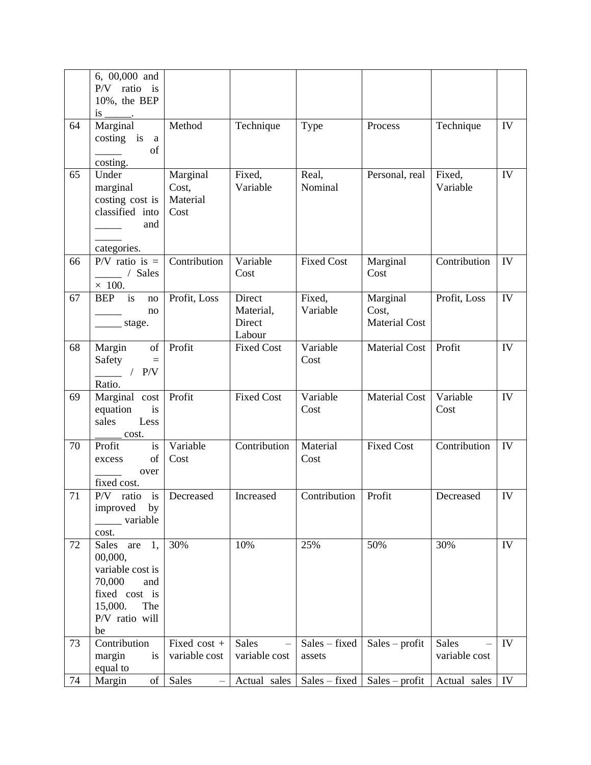|  | 6, 00,000 and P/V ratio is 10%, the BEP is _____. |  |  |  |  |  |  |
|---|---|---|---|---|---|---|---|
| 64 | Marginal costing is a _____ of costing. | Method | Technique | Type | Process | Technique | IV |
| 65 | Under marginal costing cost is classified into _____ and _____ categories. | Marginal Cost, Material Cost | Fixed, Variable | Real, Nominal | Personal, real | Fixed, Variable | IV |
| 66 | P/V ratio is = _____ / Sales × 100. | Contribution | Variable Cost | Fixed Cost | Marginal Cost | Contribution | IV |
| 67 | BEP is no _____ no _____ stage. | Profit, Loss | Direct Material, Direct Labour | Fixed, Variable | Marginal Cost, Material Cost | Profit, Loss | IV |
| 68 | Margin of Safety = _____ / P/V Ratio. | Profit | Fixed Cost | Variable Cost | Material Cost | Profit | IV |
| 69 | Marginal cost equation is sales Less _____ cost. | Profit | Fixed Cost | Variable Cost | Material Cost | Variable Cost | IV |
| 70 | Profit is excess of _____ over fixed cost. | Variable Cost | Contribution | Material Cost | Fixed Cost | Contribution | IV |
| 71 | P/V ratio is improved by _____ variable cost. | Decreased | Increased | Contribution | Profit | Decreased | IV |
| 72 | Sales are 1, 00,000, variable cost is 70,000 and fixed cost is 15,000. The P/V ratio will be | 30% | 10% | 25% | 50% | 30% | IV |
| 73 | Contribution margin is equal to | Fixed cost + variable cost | Sales – variable cost | Sales – fixed assets | Sales – profit | Sales – variable cost | IV |
| 74 | Margin of | Sales – | Actual sales | Sales – fixed | Sales – profit | Actual sales | IV |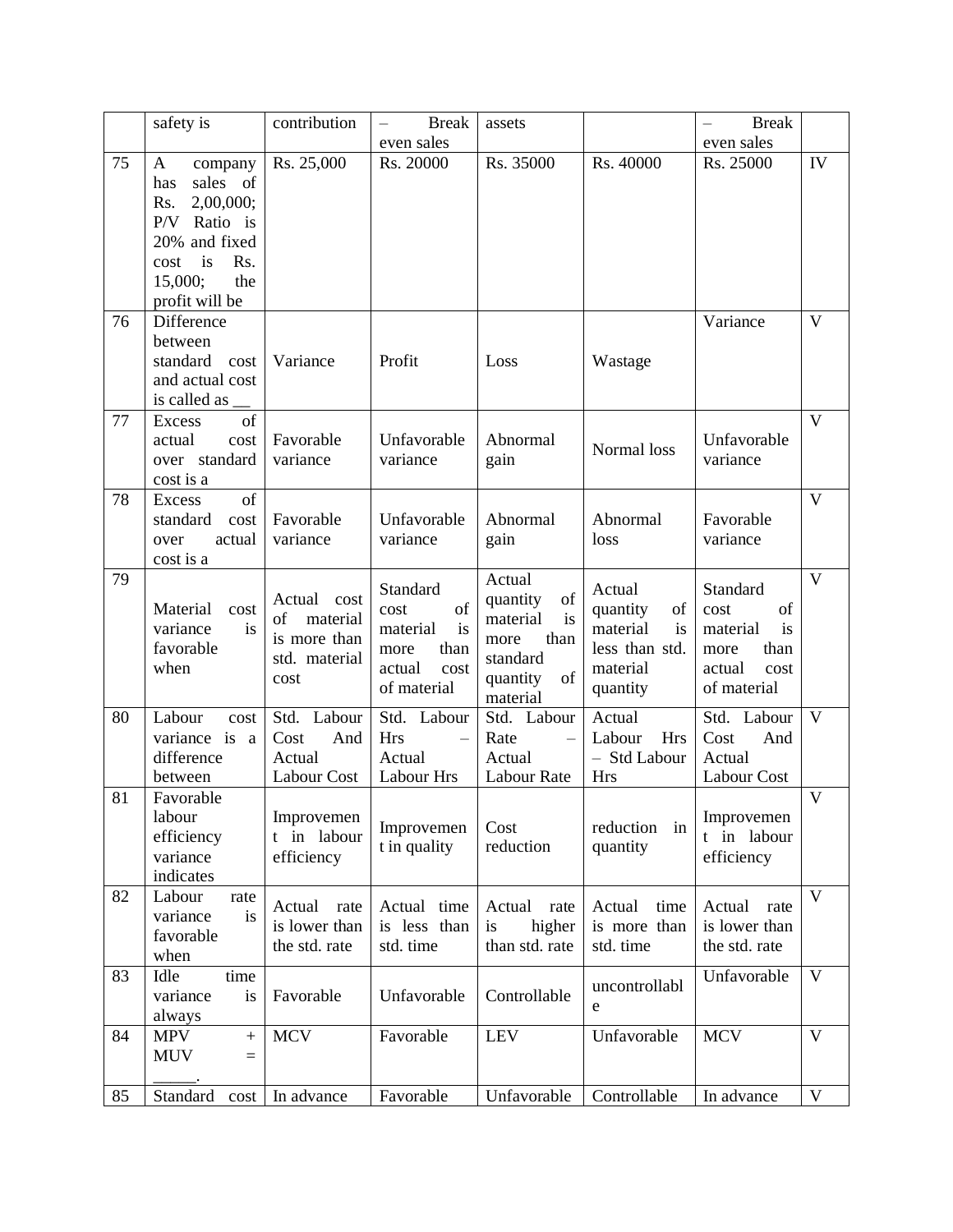| | safety is | contribution | – Break even sales | assets | | – Break even sales | |
|---|---|---|---|---|---|---|---|
| 75 | A company has sales of Rs. 2,00,000; P/V Ratio is 20% and fixed cost is Rs. 15,000; the profit will be | Rs. 25,000 | Rs. 20000 | Rs. 35000 | Rs. 40000 | Rs. 25000 | IV |
| 76 | Difference between standard cost and actual cost is called as __ | Variance | Profit | Loss | Wastage | Variance | V |
| 77 | Excess of actual cost over standard cost is a | Favorable variance | Unfavorable variance | Abnormal gain | Normal loss | Unfavorable variance | V |
| 78 | Excess of standard cost over actual cost is a | Favorable variance | Unfavorable variance | Abnormal gain | Abnormal loss | Favorable variance | V |
| 79 | Material cost variance is favorable when | Actual cost of material is more than std. material cost | Standard cost of material is more than actual cost of material | Actual quantity of material is more than standard quantity of material | Actual quantity of material is less than std. material quantity | Standard cost of material is more than actual cost of material | V |
| 80 | Labour cost variance is a difference between | Std. Labour Cost And Actual Labour Cost | Std. Labour Hrs – Actual Labour Hrs | Std. Labour Rate – Actual Labour Rate | Actual Labour Hrs – Std Labour Hrs | Std. Labour Cost And Actual Labour Cost | V |
| 81 | Favorable labour efficiency variance indicates | Improvement in labour efficiency | Improvement in quality | Cost reduction | reduction in quantity | Improvement in labour efficiency | V |
| 82 | Labour rate variance is favorable when | Actual rate is lower than the std. rate | Actual time is less than std. time | Actual rate is higher than std. rate | Actual time is more than std. time | Actual rate is lower than the std. rate | V |
| 83 | Idle time variance is always | Favorable | Unfavorable | Controllable | uncontrollable | Unfavorable | V |
| 84 | MPV + MUV = _____. | MCV | Favorable | LEV | Unfavorable | MCV | V |
| 85 | Standard cost | In advance | Favorable | Unfavorable | Controllable | In advance | V |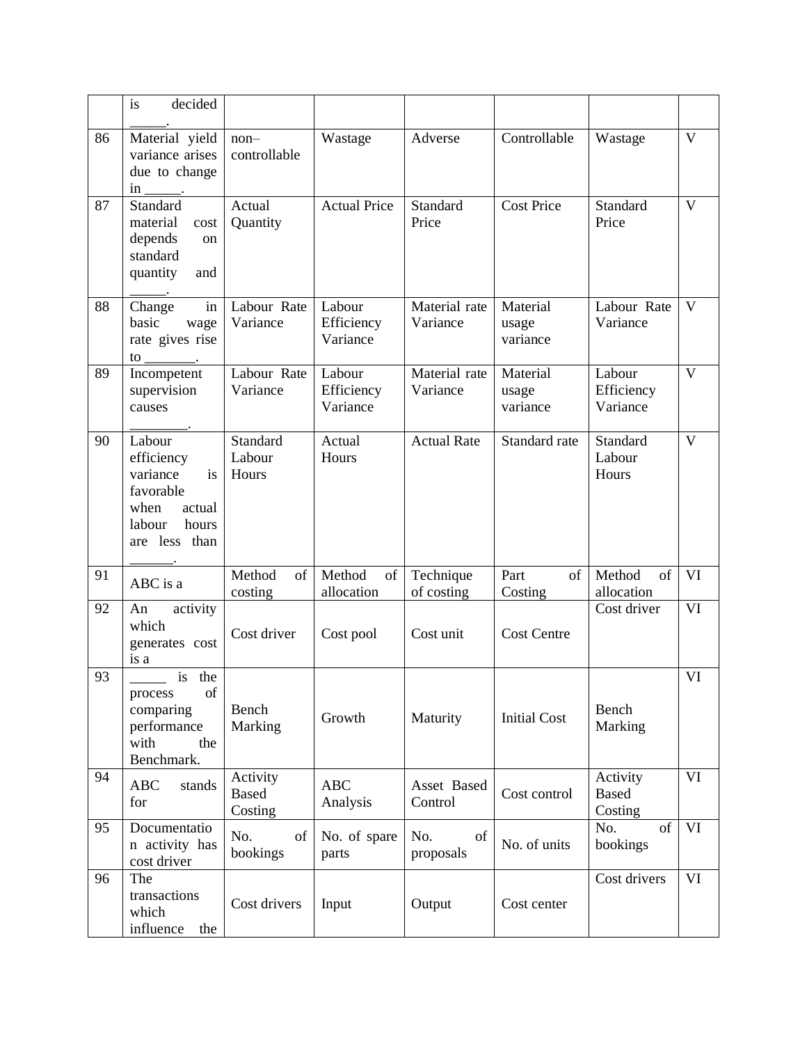|  | is decided _____. |  |  |  |  |  |  |
|---|---|---|---|---|---|---|---|
| 86 | Material yield variance arises due to change in _____. | non–controllable | Wastage | Adverse | Controllable | Wastage | V |
| 87 | Standard material cost depends on standard quantity and _____. | Actual Quantity | Actual Price | Standard Price | Cost Price | Standard Price | V |
| 88 | Change in basic wage rate gives rise to _______. | Labour Rate Variance | Labour Efficiency Variance | Material rate Variance | Material usage variance | Labour Rate Variance | V |
| 89 | Incompetent supervision causes ________. | Labour Rate Variance | Labour Efficiency Variance | Material rate Variance | Material usage variance | Labour Efficiency Variance | V |
| 90 | Labour efficiency variance is favorable when actual labour hours are less than ______. | Standard Labour Hours | Actual Hours | Actual Rate | Standard rate | Standard Labour Hours | V |
| 91 | ABC is a | Method of costing | Method of allocation | Technique of costing | Part of Costing | Method of allocation | VI |
| 92 | An activity which generates cost is a | Cost driver | Cost pool | Cost unit | Cost Centre | Cost driver | VI |
| 93 | _____ is the process of comparing performance with the Benchmark. | Bench Marking | Growth | Maturity | Initial Cost | Bench Marking | VI |
| 94 | ABC stands for | Activity Based Costing | ABC Analysis | Asset Based Control | Cost control | Activity Based Costing | VI |
| 95 | Documentation activity has cost driver | No. of bookings | No. of spare parts | No. of proposals | No. of units | No. of bookings | VI |
| 96 | The transactions which influence the | Cost drivers | Input | Output | Cost center | Cost drivers | VI |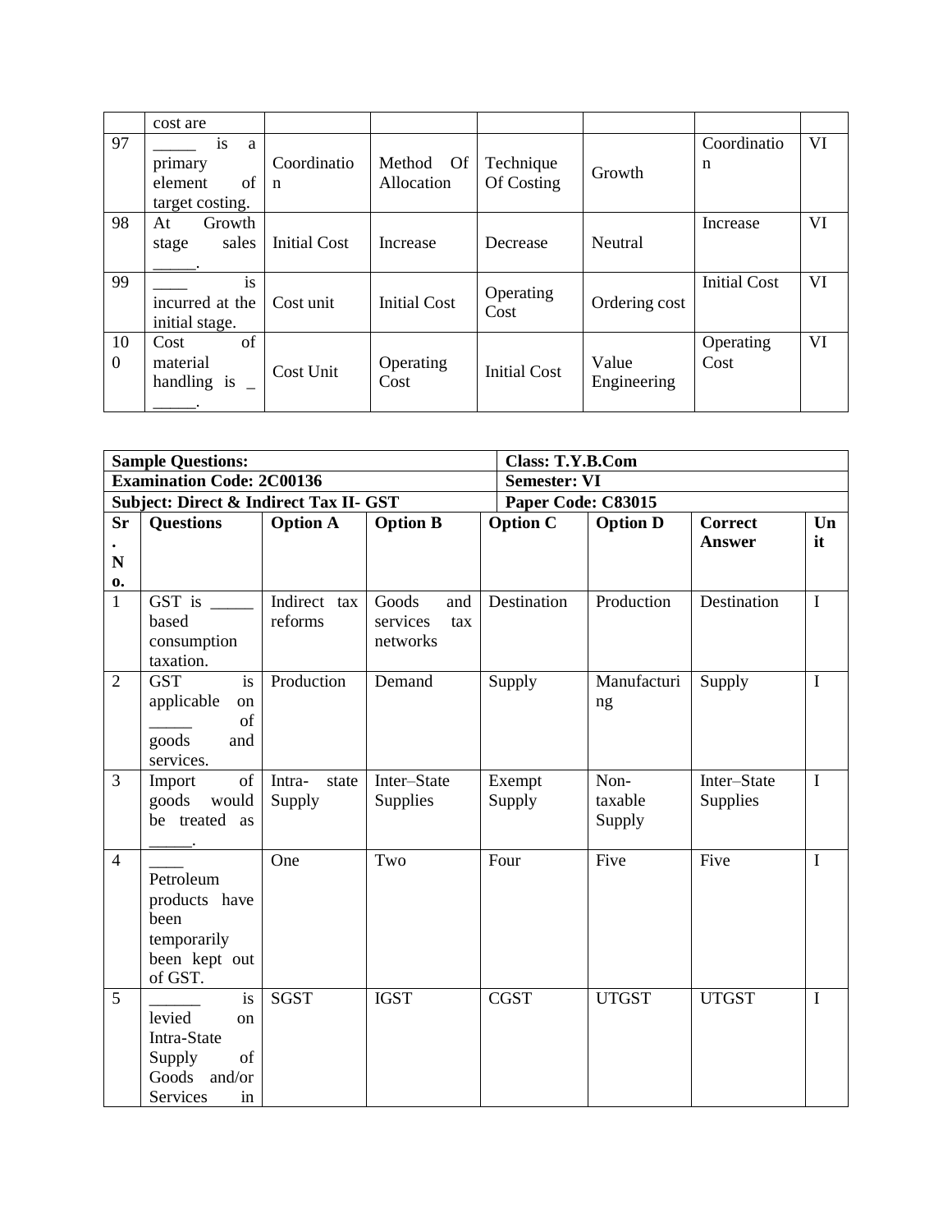| | cost are | | | | | | |
|---|---|---|---|---|---|---|---|
| 97 | _____ is a primary element of target costing. | Coordination | Method Of Allocation | Technique Of Costing | Growth | Coordination | VI |
| 98 | At Growth stage sales _____. | Initial Cost | Increase | Decrease | Neutral | Increase | VI |
| 99 | ____ is incurred at the initial stage. | Cost unit | Initial Cost | Operating Cost | Ordering cost | Initial Cost | VI |
| 100 | Cost of material handling is ______. | Cost Unit | Operating Cost | Initial Cost | Value Engineering | Operating Cost | VI |

| **Sample Questions:** | | | | **Class: T.Y.B.Com** | | | |
|---|---|---|---|---|---|---|---|
| **Examination Code: 2C00136** | | | | **Semester: VI** | | | |
| **Subject: Direct & Indirect Tax II- GST** | | | | **Paper Code: C83015** | | | |
| **Sr. No.** | **Questions** | **Option A** | **Option B** | **Option C** | **Option D** | **Correct Answer** | **Unit** |
| 1 | GST is _____ based consumption taxation. | Indirect tax reforms | Goods and services tax networks | Destination | Production | Destination | I |
| 2 | GST is applicable on _____ of goods and services. | Production | Demand | Supply | Manufacturing | Supply | I |
| 3 | Import of goods would be treated as _____. | Intra- state Supply | Inter–State Supplies | Exempt Supply | Non-taxable Supply | Inter–State Supplies | I |
| 4 | ____ Petroleum products have been temporarily been kept out of GST. | One | Two | Four | Five | Five | I |
| 5 | ______ is levied on Intra-State Supply of Goods and/or Services in | SGST | IGST | CGST | UTGST | UTGST | I |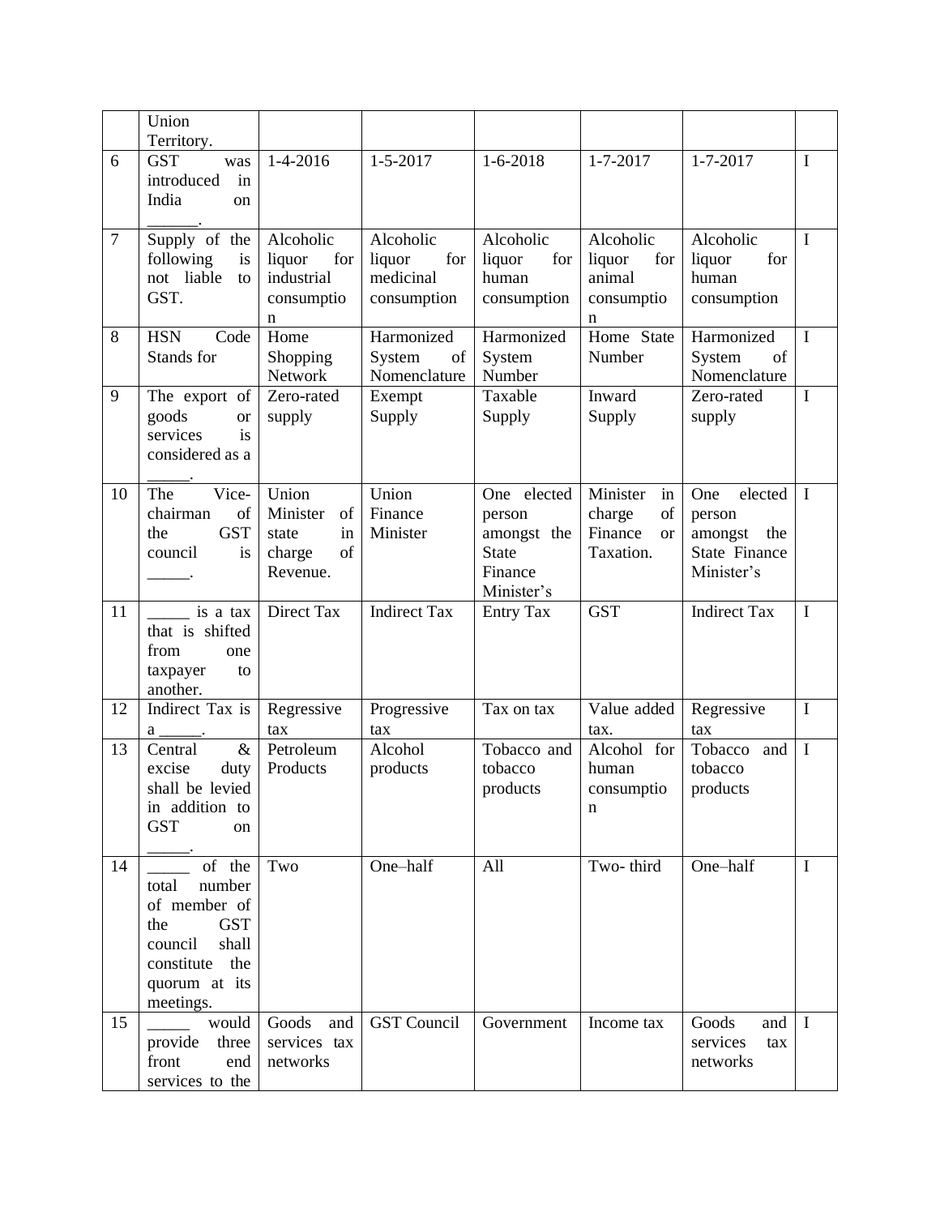| | | | | | | | |
|---|---|---|---|---|---|---|---|
| | Union Territory. | | | | | | |
| 6 | GST was introduced in India on ______. | 1-4-2016 | 1-5-2017 | 1-6-2018 | 1-7-2017 | 1-7-2017 | I |
| 7 | Supply of the following is not liable to GST. | Alcoholic liquor for industrial consumption | Alcoholic liquor for medicinal consumption | Alcoholic liquor for human consumption | Alcoholic liquor for animal consumption | Alcoholic liquor for human consumption | I |
| 8 | HSN Code Stands for | Home Shopping Network | Harmonized System of Nomenclature | Harmonized System Number | Home State Number | Harmonized System of Nomenclature | I |
| 9 | The export of goods or services is considered as a _____. | Zero-rated supply | Exempt Supply | Taxable Supply | Inward Supply | Zero-rated supply | I |
| 10 | The Vice-chairman of the GST council is _____. | Union Minister of state in charge of Revenue. | Union Finance Minister | One elected person amongst the State Finance Minister's | Minister in charge of Finance or Taxation. | One elected person amongst the State Finance Minister's | I |
| 11 | _____ is a tax that is shifted from one taxpayer to another. | Direct Tax | Indirect Tax | Entry Tax | GST | Indirect Tax | I |
| 12 | Indirect Tax is a _____. | Regressive tax | Progressive tax | Tax on tax | Value added tax. | Regressive tax | I |
| 13 | Central & excise duty shall be levied in addition to GST on _____. | Petroleum Products | Alcohol products | Tobacco and tobacco products | Alcohol for human consumption | Tobacco and tobacco products | I |
| 14 | _____ of the total number of member of the GST council shall constitute the quorum at its meetings. | Two | One–half | All | Two- third | One–half | I |
| 15 | _____ would provide three front end services to the | Goods and services tax networks | GST Council | Government | Income tax | Goods and services tax networks | I |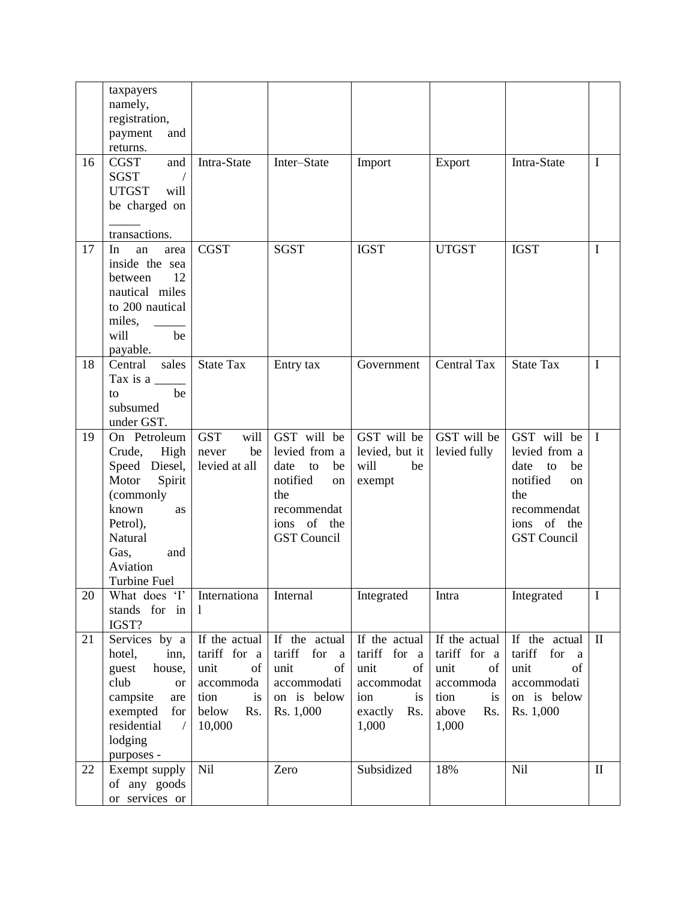| | | | | | | | |
|---|---|---|---|---|---|---|---|
| | taxpayers namely, registration, payment and returns. | | | | | | |
| 16 | CGST and SGST / UTGST will be charged on _____ transactions. | Intra-State | Inter–State | Import | Export | Intra-State | I |
| 17 | In an area inside the sea between 12 nautical miles to 200 nautical miles, _____ will be payable. | CGST | SGST | IGST | UTGST | IGST | I |
| 18 | Central sales Tax is a _____ to be subsumed under GST. | State Tax | Entry tax | Government | Central Tax | State Tax | I |
| 19 | On Petroleum Crude, High Speed Diesel, Motor Spirit (commonly known as Petrol), Natural Gas, and Aviation Turbine Fuel | GST will never be levied at all | GST will be levied from a date to be notified on the recommendations of the GST Council | GST will be levied, but it will be exempt | GST will be levied fully | GST will be levied from a date to be notified on the recommendations of the GST Council | I |
| 20 | What does 'I' stands for in IGST? | International | Internal | Integrated | Intra | Integrated | I |
| 21 | Services by a hotel, inn, guest house, club or campsite are exempted for residential / lodging purposes - | If the actual tariff for a unit of accommodation is below Rs. 10,000 | If the actual tariff for a unit of accommodation is below Rs. 1,000 | If the actual tariff for a unit of accommodation is exactly Rs. 1,000 | If the actual tariff for a unit of accommodation is above Rs. 1,000 | If the actual tariff for a unit of accommodation is below Rs. 1,000 | II |
| 22 | Exempt supply of any goods or services or | Nil | Zero | Subsidized | 18% | Nil | II |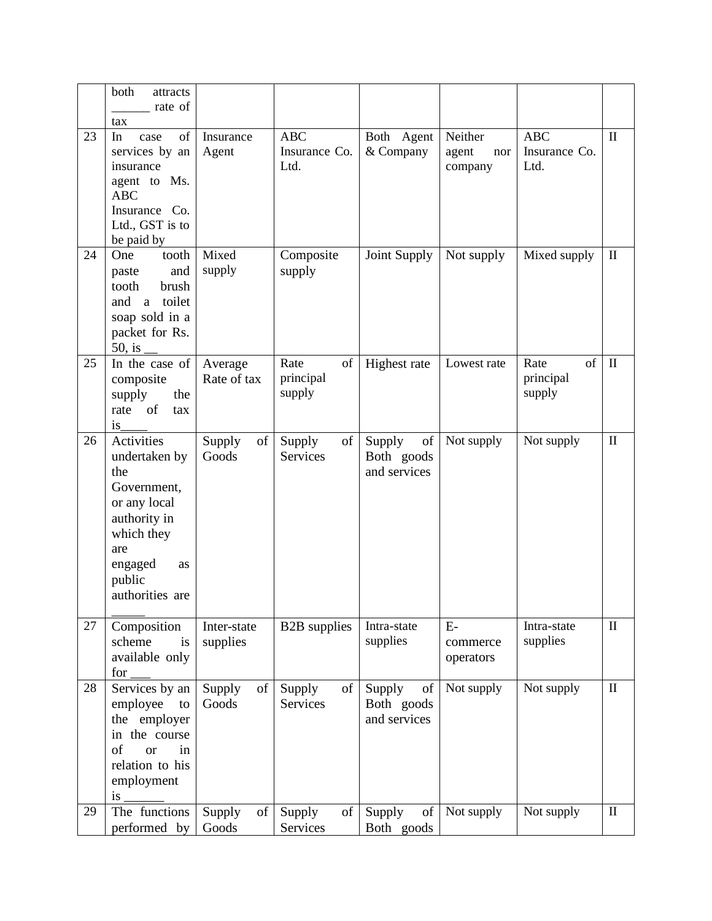|  |  |  |  |  |  |  |  |
|---|---|---|---|---|---|---|---|
|  | both attracts ______ rate of tax |  |  |  |  |  |  |
| 23 | In case of services by an insurance agent to Ms. ABC Insurance Co. Ltd., GST is to be paid by | Insurance Agent | ABC Insurance Co. Ltd. | Both Agent & Company | Neither agent nor company | ABC Insurance Co. Ltd. | II |
| 24 | One tooth paste and tooth brush and a toilet soap sold in a packet for Rs. 50, is __ | Mixed supply | Composite supply | Joint Supply | Not supply | Mixed supply | II |
| 25 | In the case of composite supply the rate of tax is____ | Average Rate of tax | Rate of principal supply | Highest rate | Lowest rate | Rate of principal supply | II |
| 26 | Activities undertaken by the Government, or any local authority in which they are engaged as public authorities are _____ | Supply of Goods | Supply of Services | Supply of Both goods and services | Not supply | Not supply | II |
| 27 | Composition scheme is available only for ___ | Inter-state supplies | B2B supplies | Intra-state supplies | E-commerce operators | Intra-state supplies | II |
| 28 | Services by an employee to the employer in the course of or in relation to his employment is ______ | Supply of Goods | Supply of Services | Supply of Both goods and services | Not supply | Not supply | II |
| 29 | The functions performed by | Supply of Goods | Supply of Services | Supply of Both goods | Not supply | Not supply | II |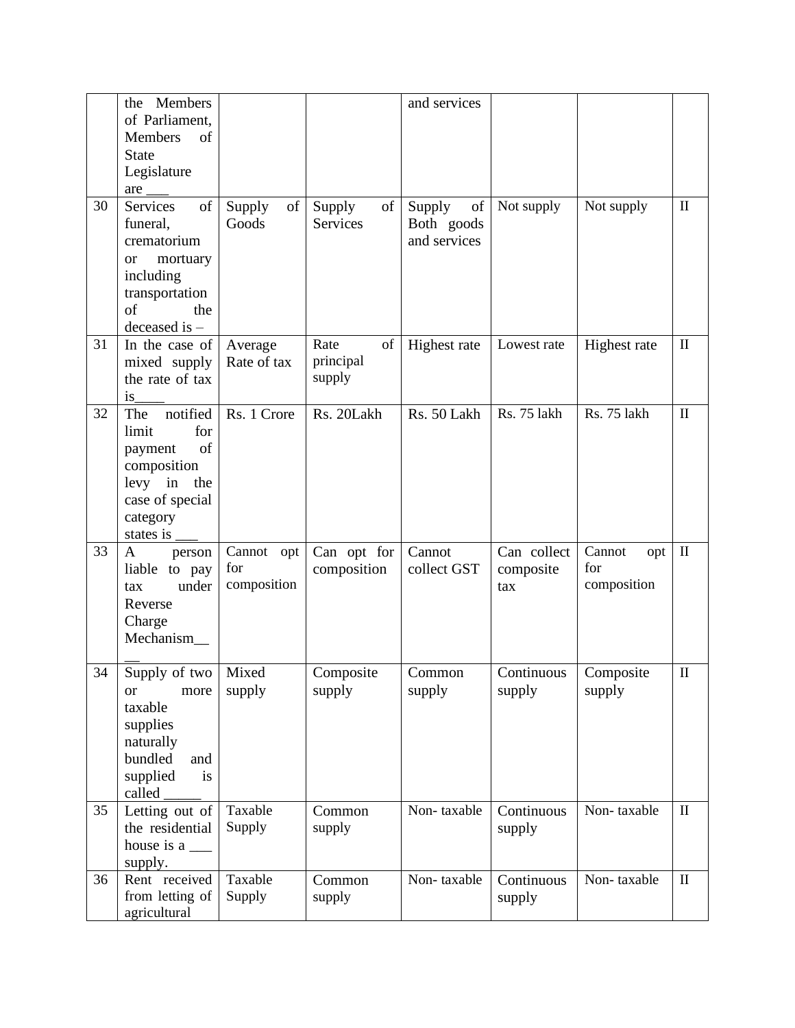| | | | | | | | |
|---|---|---|---|---|---|---|---|
| | the Members of Parliament, Members of State Legislature are ___ | | | and services | | | |
| 30 | Services of funeral, crematorium or mortuary including transportation of the deceased is – | Supply of Goods | Supply of Services | Supply of Both goods and services | Not supply | Not supply | II |
| 31 | In the case of mixed supply the rate of tax is____ | Average Rate of tax | Rate of principal supply | Highest rate | Lowest rate | Highest rate | II |
| 32 | The notified limit for payment of composition levy in the case of special category states is ___ | Rs. 1 Crore | Rs. 20Lakh | Rs. 50 Lakh | Rs. 75 lakh | Rs. 75 lakh | II |
| 33 | A person liable to pay tax under Reverse Charge Mechanism____ | Cannot opt for composition | Can opt for composition | Cannot collect GST | Can collect composite tax | Cannot opt for composition | II |
| 34 | Supply of two or more taxable supplies naturally bundled and supplied is called _____ | Mixed supply | Composite supply | Common supply | Continuous supply | Composite supply | II |
| 35 | Letting out of the residential house is a ___ supply. | Taxable Supply | Common supply | Non- taxable | Continuous supply | Non- taxable | II |
| 36 | Rent received from letting of agricultural | Taxable Supply | Common supply | Non- taxable | Continuous supply | Non- taxable | II |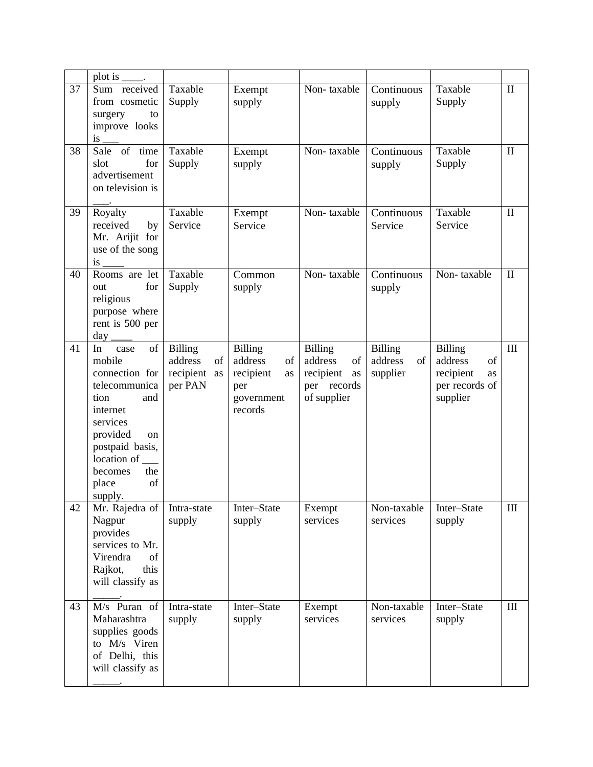|  | plot is ____. |  |  |  |  |  |  |
|---|---|---|---|---|---|---|---|
| 37 | Sum received from cosmetic surgery to improve looks is ___ | Taxable Supply | Exempt supply | Non- taxable | Continuous supply | Taxable Supply | II |
| 38 | Sale of time slot for advertisement on television is ___. | Taxable Supply | Exempt supply | Non- taxable | Continuous supply | Taxable Supply | II |
| 39 | Royalty received by Mr. Arijit for use of the song is ____ | Taxable Service | Exempt Service | Non- taxable | Continuous Service | Taxable Service | II |
| 40 | Rooms are let out for religious purpose where rent is 500 per day ____ | Taxable Supply | Common supply | Non- taxable | Continuous supply | Non- taxable | II |
| 41 | In case of mobile connection for telecommunication and internet services provided on postpaid basis, location of ___ becomes the place of supply. | Billing address of recipient as per PAN | Billing address of recipient as per government records | Billing address of recipient as per records of supplier | Billing address of supplier | Billing address of recipient as per records of supplier | III |
| 42 | Mr. Rajedra of Nagpur provides services to Mr. Virendra of Rajkot, this will classify as _____. | Intra-state supply | Inter–State supply | Exempt services | Non-taxable services | Inter–State supply | III |
| 43 | M/s Puran of Maharashtra supplies goods to M/s Viren of Delhi, this will classify as _____. | Intra-state supply | Inter–State supply | Exempt services | Non-taxable services | Inter–State supply | III |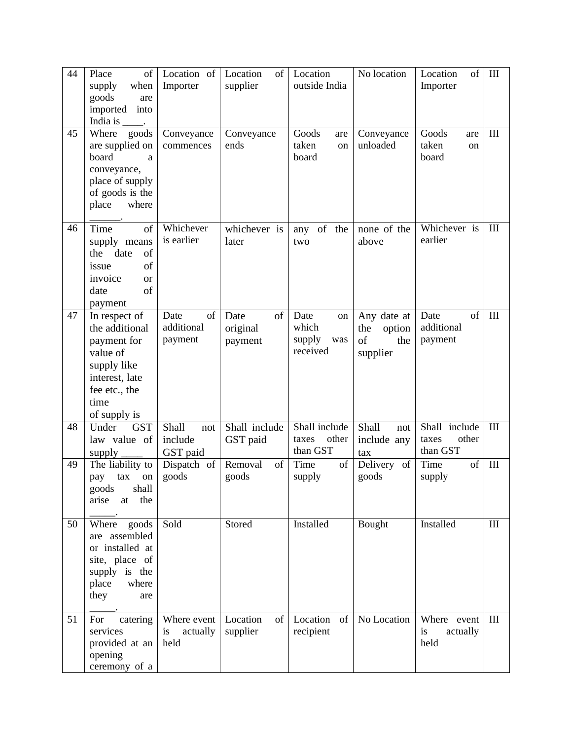| 44 | Place of supply when goods are imported into India is ____. | Location of Importer | Location of supplier | Location outside India | No location | Location of Importer | III |
|---|---|---|---|---|---|---|---|
| 45 | Where goods are supplied on board a conveyance, place of supply of goods is the place where ______. | Conveyance commences | Conveyance ends | Goods are taken on board | Conveyance unloaded | Goods are taken on board | III |
| 46 | Time of supply means the date of issue of invoice or date of payment | Whichever is earlier | whichever is later | any of the two | none of the above | Whichever is earlier | III |
| 47 | In respect of the additional payment for value of supply like interest, late fee etc., the time of supply is | Date of additional payment | Date of original payment | Date on which supply was received | Any date at the option of the supplier | Date of additional payment | III |
| 48 | Under GST law value of supply ____ | Shall not include GST paid | Shall include GST paid | Shall include taxes other than GST | Shall not include any tax | Shall include taxes other than GST | III |
| 49 | The liability to pay tax on goods shall arise at the _____. | Dispatch of goods | Removal of goods | Time of supply | Delivery of goods | Time of supply | III |
| 50 | Where goods are assembled or installed at site, place of supply is the place where they are _____. | Sold | Stored | Installed | Bought | Installed | III |
| 51 | For catering services provided at an opening ceremony of a | Where event is actually held | Location of supplier | Location of recipient | No Location | Where event is actually held | III |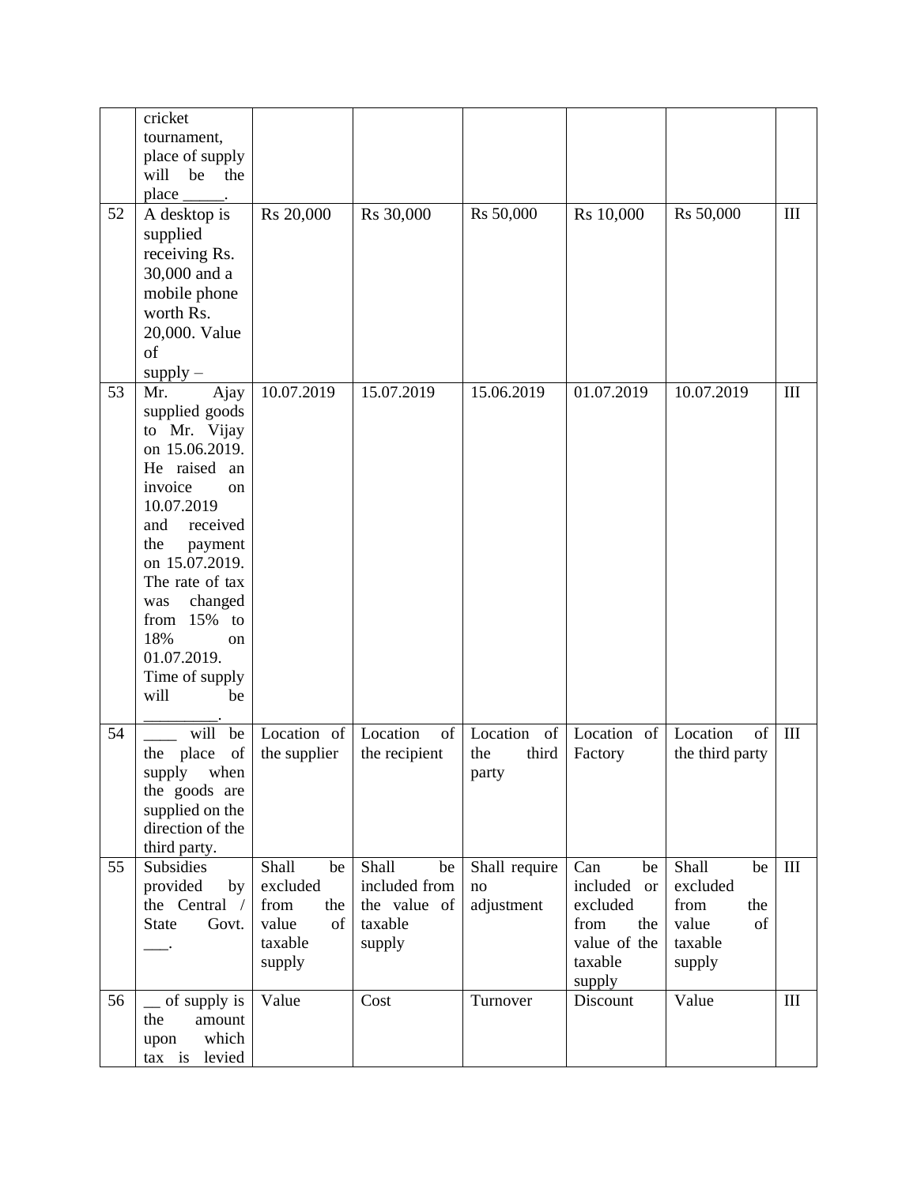|  |  |  |  |  |  |  |  |
|---|---|---|---|---|---|---|---|
|  | cricket tournament, place of supply will be the place _____. |  |  |  |  |  |  |
| 52 | A desktop is supplied receiving Rs. 30,000 and a mobile phone worth Rs. 20,000. Value of supply – | Rs 20,000 | Rs 30,000 | Rs 50,000 | Rs 10,000 | Rs 50,000 | III |
| 53 | Mr. Ajay supplied goods to Mr. Vijay on 15.06.2019. He raised an invoice on 10.07.2019 and received the payment on 15.07.2019. The rate of tax was changed from 15% to 18% on 01.07.2019. Time of supply will be _________. | 10.07.2019 | 15.07.2019 | 15.06.2019 | 01.07.2019 | 10.07.2019 | III |
| 54 | ____ will be the place of supply when the goods are supplied on the direction of the third party. | Location of the supplier | Location of the recipient | Location of the third party | Location of Factory | Location of the third party | III |
| 55 | Subsidies provided by the Central / State Govt. ___. | Shall be excluded from the value of taxable supply | Shall be included from the value of taxable supply | Shall require no adjustment | Can be included or excluded from the value of the taxable supply | Shall be excluded from the value of taxable supply | III |
| 56 | __ of supply is the amount upon which tax is levied | Value | Cost | Turnover | Discount | Value | III |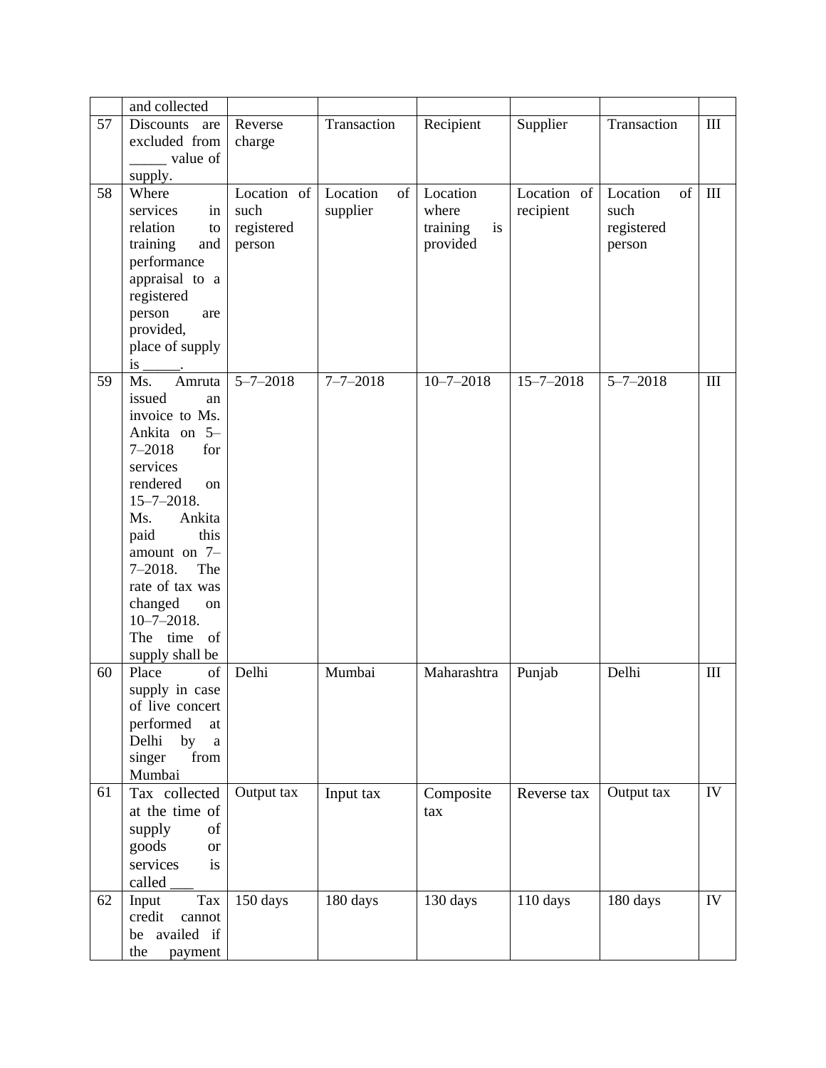| | | | | | | | |
|---|---|---|---|---|---|---|---|
| | and collected | | | | | | |
| 57 | Discounts are excluded from _____ value of supply. | Reverse charge | Transaction | Recipient | Supplier | Transaction | III |
| 58 | Where services in relation to training and performance appraisal to a registered person are provided, place of supply is _____. | Location of such registered person | Location of supplier | Location where training is provided | Location of recipient | Location of such registered person | III |
| 59 | Ms. Amruta issued an invoice to Ms. Ankita on 5–7–2018 for services rendered on 15–7–2018. Ms. Ankita paid this amount on 7–7–2018. The rate of tax was changed on 10–7–2018. The time of supply shall be | 5–7–2018 | 7–7–2018 | 10–7–2018 | 15–7–2018 | 5–7–2018 | III |
| 60 | Place of supply in case of live concert performed at Delhi by a singer from Mumbai | Delhi | Mumbai | Maharashtra | Punjab | Delhi | III |
| 61 | Tax collected at the time of supply of goods or services is called ___ | Output tax | Input tax | Composite tax | Reverse tax | Output tax | IV |
| 62 | Input Tax credit cannot be availed if the payment | 150 days | 180 days | 130 days | 110 days | 180 days | IV |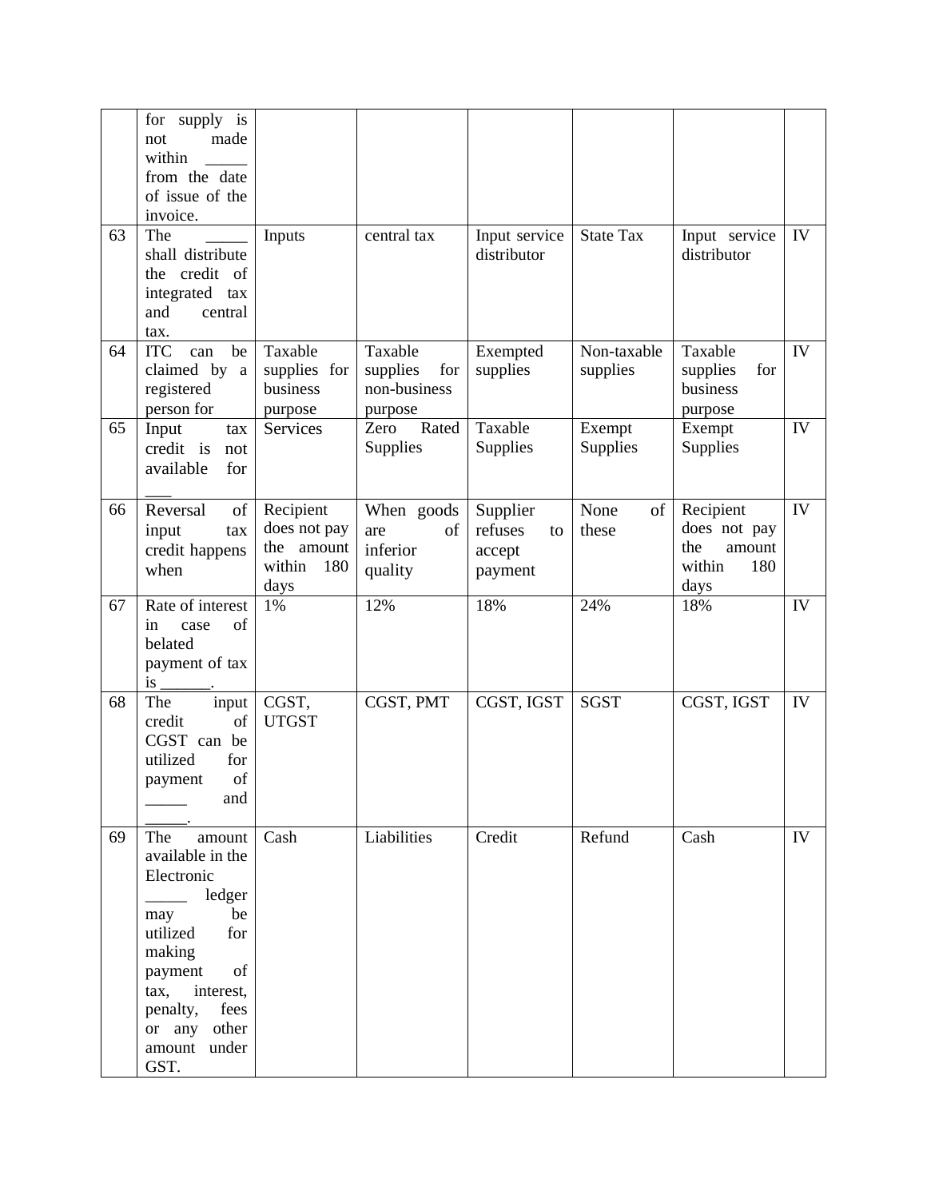| | | | | | | | |
|---|---|---|---|---|---|---|---|
| | for supply is not made within _____ from the date of issue of the invoice. | | | | | | |
| 63 | The _____ shall distribute the credit of integrated tax and central tax. | Inputs | central tax | Input service distributor | State Tax | Input service distributor | IV |
| 64 | ITC can be claimed by a registered person for | Taxable supplies for business purpose | Taxable supplies for non-business purpose | Exempted supplies | Non-taxable supplies | Taxable supplies for business purpose | IV |
| 65 | Input tax credit is not available for ___ | Services | Zero Rated Supplies | Taxable Supplies | Exempt Supplies | Exempt Supplies | IV |
| 66 | Reversal of input tax credit happens when | Recipient does not pay the amount within 180 days | When goods are of inferior quality | Supplier refuses to accept payment | None of these | Recipient does not pay the amount within 180 days | IV |
| 67 | Rate of interest in case of belated payment of tax is ______. | 1% | 12% | 18% | 24% | 18% | IV |
| 68 | The input credit of CGST can be utilized for payment of _____ and _____. | CGST, UTGST | CGST, PMT | CGST, IGST | SGST | CGST, IGST | IV |
| 69 | The amount available in the Electronic _____ ledger may be utilized for making payment of tax, interest, penalty, fees or any other amount under GST. | Cash | Liabilities | Credit | Refund | Cash | IV |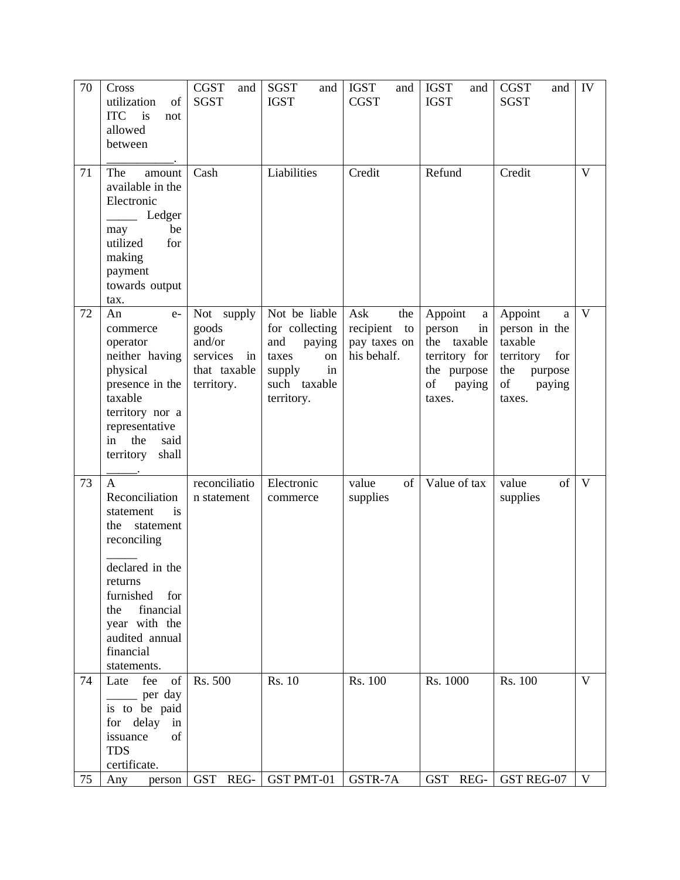| 70 | Cross utilization of ITC is not allowed between ___________. | CGST and SGST | SGST and IGST | IGST and CGST | IGST and IGST | CGST and SGST | IV |
|---|---|---|---|---|---|---|---|
| 71 | The amount available in the Electronic _____ Ledger may be utilized for making payment towards output tax. | Cash | Liabilities | Credit | Refund | Credit | V |
| 72 | An e-commerce operator neither having physical presence in the taxable territory nor a representative in the said territory shall _____. | Not supply goods and/or services in that taxable territory. | Not be liable for collecting and paying taxes on supply in such taxable territory. | Ask the recipient to pay taxes on his behalf. | Appoint a person in the taxable territory for the purpose of paying taxes. | Appoint a person in the taxable territory for the purpose of paying taxes. | V |
| 73 | A Reconciliation statement is the statement reconciling _____ declared in the returns furnished for the financial year with the audited annual financial statements. | reconciliation statement | Electronic commerce | value of supplies | Value of tax | value of supplies | V |
| 74 | Late fee of _____ per day is to be paid for delay in issuance of TDS certificate. | Rs. 500 | Rs. 10 | Rs. 100 | Rs. 1000 | Rs. 100 | V |
| 75 | Any person | GST REG- | GST PMT-01 | GSTR-7A | GST REG- | GST REG-07 | V |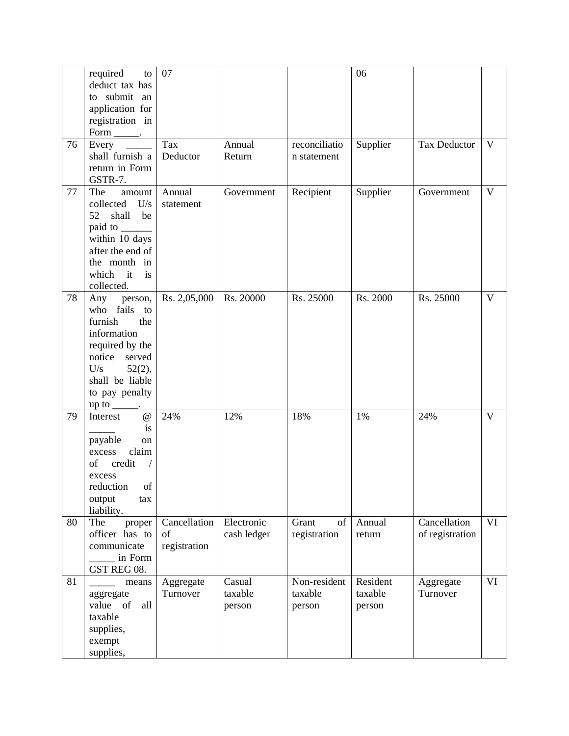| | | | | | | | |
|---|---|---|---|---|---|---|---|
| | required to deduct tax has to submit an application for registration in Form _____. | 07 | | | 06 | | |
| 76 | Every _____ shall furnish a return in Form GSTR-7. | Tax Deductor | Annual Return | reconciliation statement | Supplier | Tax Deductor | V |
| 77 | The amount collected U/s 52 shall be paid to ______ within 10 days after the end of the month in which it is collected. | Annual statement | Government | Recipient | Supplier | Government | V |
| 78 | Any person, who fails to furnish the information required by the notice served U/s 52(2), shall be liable to pay penalty up to _____. | Rs. 2,05,000 | Rs. 20000 | Rs. 25000 | Rs. 2000 | Rs. 25000 | V |
| 79 | Interest @ _____ is payable on excess claim of credit / excess reduction of output tax liability. | 24% | 12% | 18% | 1% | 24% | V |
| 80 | The proper officer has to communicate _____ in Form GST REG 08. | Cancellation of registration | Electronic cash ledger | Grant of registration | Annual return | Cancellation of registration | VI |
| 81 | _____ means aggregate value of all taxable supplies, exempt supplies, | Aggregate Turnover | Casual taxable person | Non-resident taxable person | Resident taxable person | Aggregate Turnover | VI |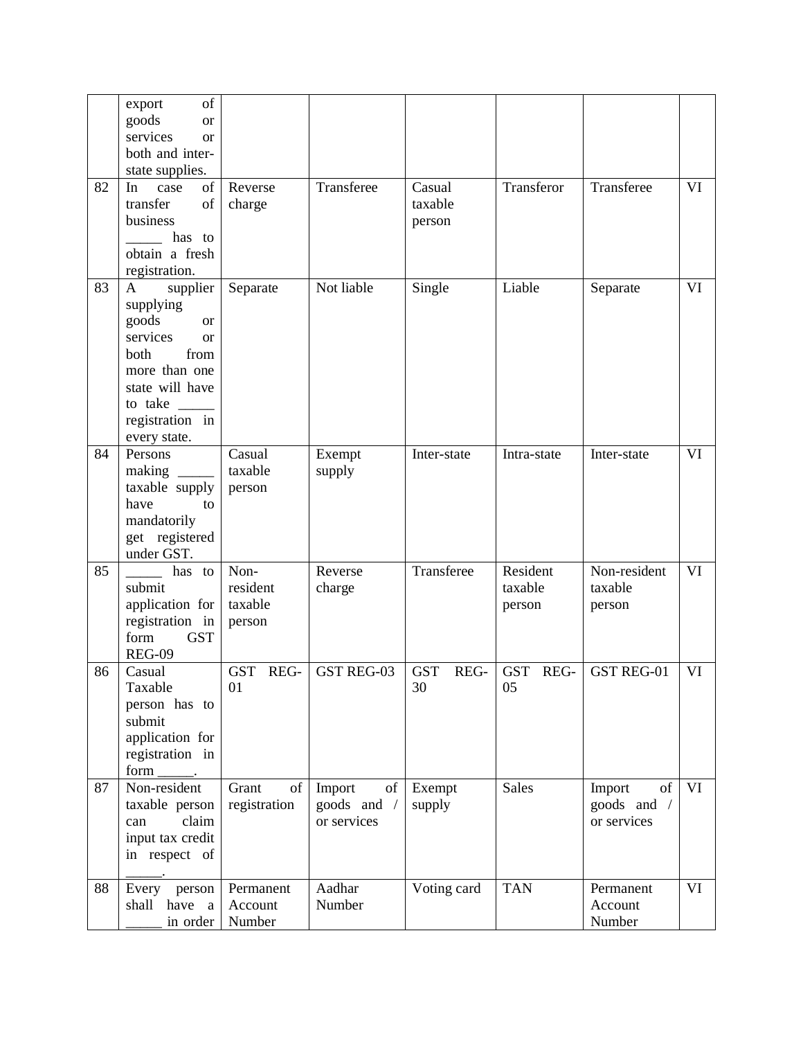|  |  |  |  |  |  |  |  |
|---|---|---|---|---|---|---|---|
|  | export of goods or services or both and inter-state supplies. |  |  |  |  |  |  |
| 82 | In case of transfer of business _____ has to obtain a fresh registration. | Reverse charge | Transferee | Casual taxable person | Transferor | Transferee | VI |
| 83 | A supplier supplying goods or services or both from more than one state will have to take _____ registration in every state. | Separate | Not liable | Single | Liable | Separate | VI |
| 84 | Persons making _____ taxable supply have to mandatorily get registered under GST. | Casual taxable person | Exempt supply | Inter-state | Intra-state | Inter-state | VI |
| 85 | _____ has to submit application for registration in form GST REG-09 | Non-resident taxable person | Reverse charge | Transferee | Resident taxable person | Non-resident taxable person | VI |
| 86 | Casual Taxable person has to submit application for registration in form _____. | GST REG-01 | GST REG-03 | GST REG-30 | GST REG-05 | GST REG-01 | VI |
| 87 | Non-resident taxable person can claim input tax credit in respect of _____. | Grant of registration | Import of goods and / or services | Exempt supply | Sales | Import of goods and / or services | VI |
| 88 | Every person shall have a _____ in order | Permanent Account Number | Aadhar Number | Voting card | TAN | Permanent Account Number | VI |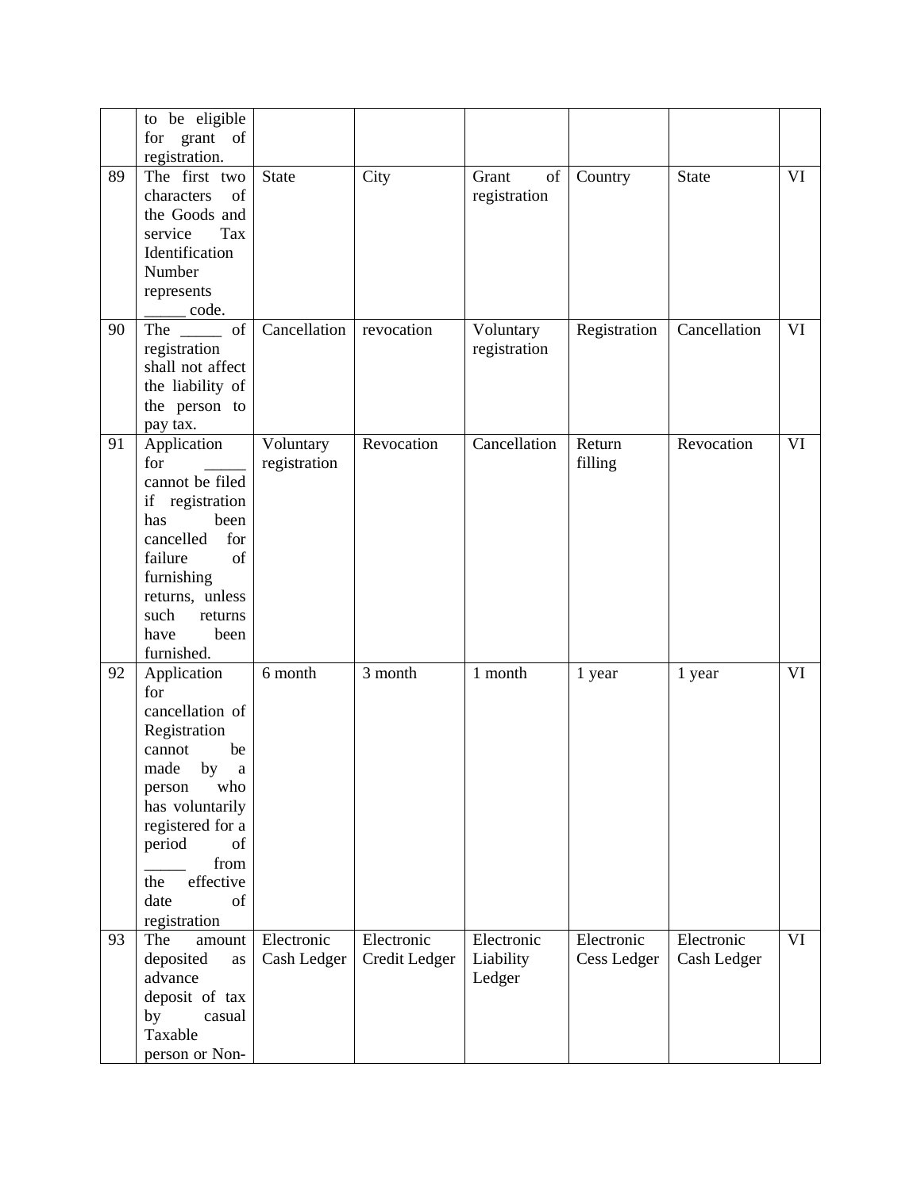| | to be eligible for grant of registration. | | | | | | |
|---|---|---|---|---|---|---|---|
| 89 | The first two characters of the Goods and service Tax Identification Number represents _____ code. | State | City | Grant of registration | Country | State | VI |
| 90 | The _____ of registration shall not affect the liability of the person to pay tax. | Cancellation | revocation | Voluntary registration | Registration | Cancellation | VI |
| 91 | Application for _____ cannot be filed if registration has been cancelled for failure of furnishing returns, unless such returns have been furnished. | Voluntary registration | Revocation | Cancellation | Return filling | Revocation | VI |
| 92 | Application for cancellation of Registration cannot be made by a person who has voluntarily registered for a period of _____ from the effective date of registration | 6 month | 3 month | 1 month | 1 year | 1 year | VI |
| 93 | The amount deposited as advance deposit of tax by casual Taxable person or Non- | Electronic Cash Ledger | Electronic Credit Ledger | Electronic Liability Ledger | Electronic Cess Ledger | Electronic Cash Ledger | VI |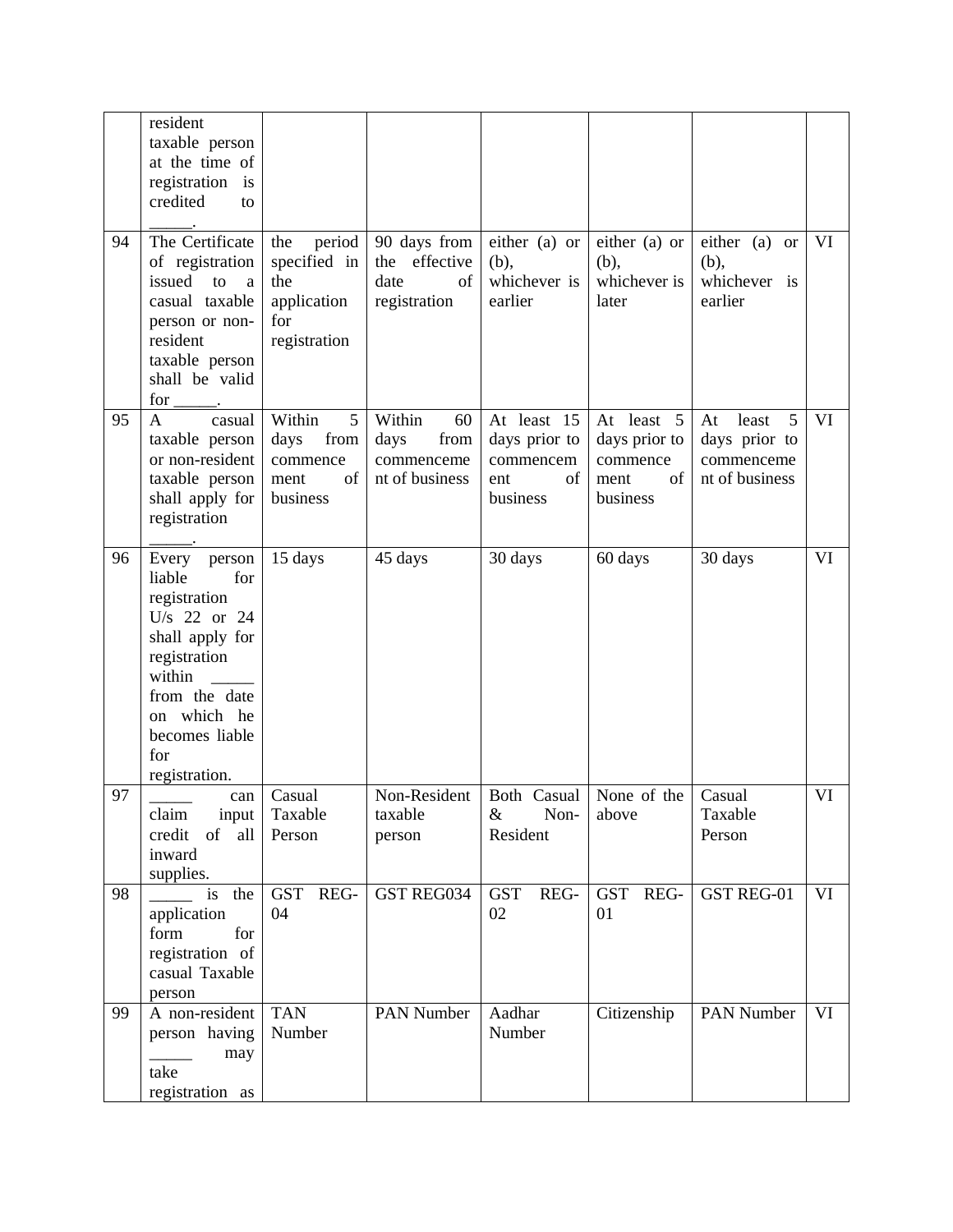| | | | | | | | |
|---|---|---|---|---|---|---|---|
| | resident taxable person at the time of registration is credited to _____. | | | | | | |
| 94 | The Certificate of registration issued to a casual taxable person or non-resident taxable person shall be valid for _____. | the period specified in the application for registration | 90 days from the effective date of registration | either (a) or (b), whichever is earlier | either (a) or (b), whichever is later | either (a) or (b), whichever is earlier | VI |
| 95 | A casual taxable person or non-resident taxable person shall apply for registration _____. | Within 5 days from commencement of business | Within 60 days from commencement of business | At least 15 days prior to commencement of business | At least 5 days prior to commencement of business | At least 5 days prior to commencement of business | VI |
| 96 | Every person liable for registration U/s 22 or 24 shall apply for registration within _____ from the date on which he becomes liable for registration. | 15 days | 45 days | 30 days | 60 days | 30 days | VI |
| 97 | _____ can claim input credit of all inward supplies. | Casual Taxable Person | Non-Resident taxable person | Both Casual & Non-Resident | None of the above | Casual Taxable Person | VI |
| 98 | _____ is the application form for registration of casual Taxable person | GST REG-04 | GST REG034 | GST REG-02 | GST REG-01 | GST REG-01 | VI |
| 99 | A non-resident person having _____ may take registration as | TAN Number | PAN Number | Aadhar Number | Citizenship | PAN Number | VI |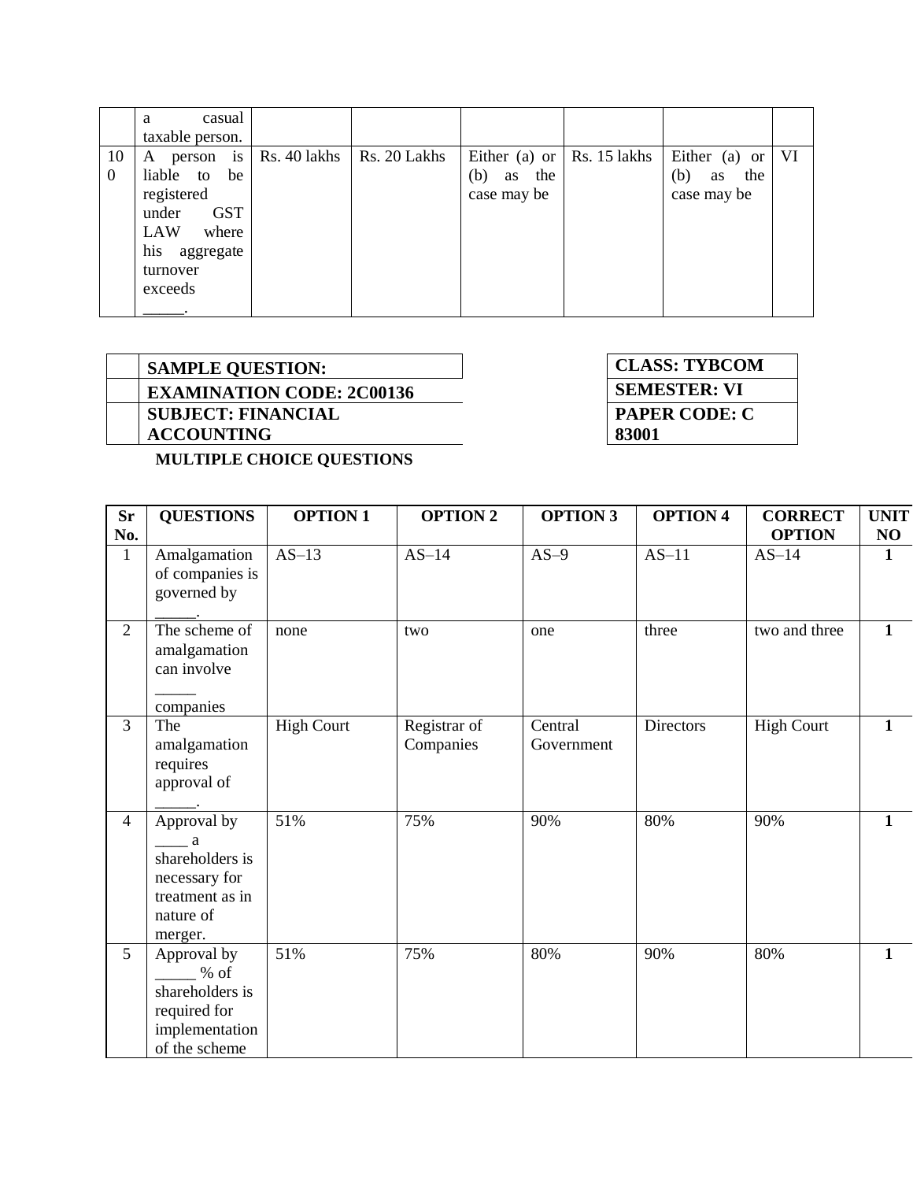|  |  |  |  |  |  |  |  |
|---|---|---|---|---|---|---|---|
|  | a casual taxable person. |  |  |  |  |  |  |
| 100 | A person is liable to be registered under GST LAW where his aggregate turnover exceeds _____. | Rs. 40 lakhs | Rs. 20 Lakhs | Either (a) or (b) as the case may be | Rs. 15 lakhs | Either (a) or (b) as the case may be | VI |

| |
|---|
| **SAMPLE QUESTION:** |
| **EXAMINATION CODE: 2C00136** |
| **SUBJECT: FINANCIAL ACCOUNTING** |

| |
|---|
| **CLASS: TYBCOM** |
| **SEMESTER: VI** |
| **PAPER CODE: C 83001** |

**MULTIPLE CHOICE QUESTIONS**

| Sr No. | QUESTIONS | OPTION 1 | OPTION 2 | OPTION 3 | OPTION 4 | CORRECT OPTION | UNIT NO |
|---|---|---|---|---|---|---|---|
| 1 | Amalgamation of companies is governed by _____. | AS–13 | AS–14 | AS–9 | AS–11 | AS–14 | 1 |
| 2 | The scheme of amalgamation can involve _____ companies | none | two | one | three | two and three | 1 |
| 3 | The amalgamation requires approval of _____. | High Court | Registrar of Companies | Central Government | Directors | High Court | 1 |
| 4 | Approval by ____ a shareholders is necessary for treatment as in nature of merger. | 51% | 75% | 90% | 80% | 90% | 1 |
| 5 | Approval by _____ % of shareholders is required for implementation of the scheme | 51% | 75% | 80% | 90% | 80% | 1 |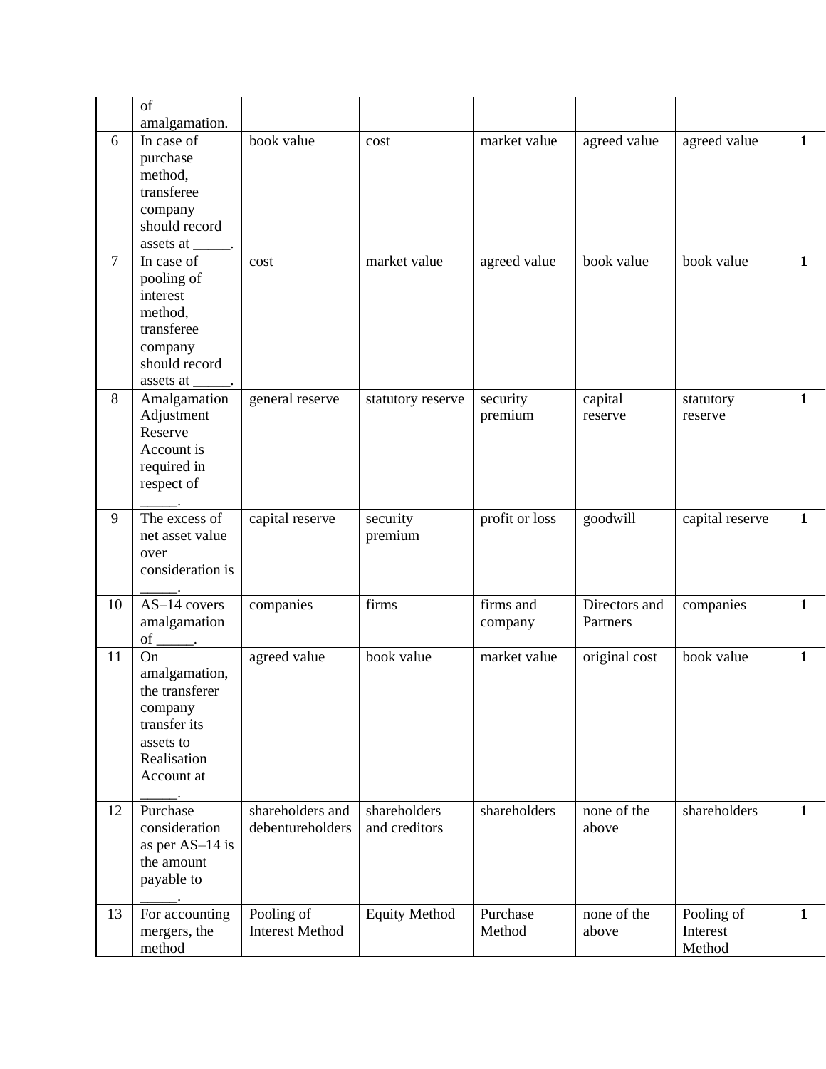|  | of amalgamation. |  |  |  |  |  |  |
|---|---|---|---|---|---|---|---|
| 6 | In case of purchase method, transferee company should record assets at _____. | book value | cost | market value | agreed value | agreed value | **1** |
| 7 | In case of pooling of interest method, transferee company should record assets at _____. | cost | market value | agreed value | book value | book value | **1** |
| 8 | Amalgamation Adjustment Reserve Account is required in respect of _____. | general reserve | statutory reserve | security premium | capital reserve | statutory reserve | **1** |
| 9 | The excess of net asset value over consideration is _____. | capital reserve | security premium | profit or loss | goodwill | capital reserve | **1** |
| 10 | AS–14 covers amalgamation of _____. | companies | firms | firms and company | Directors and Partners | companies | **1** |
| 11 | On amalgamation, the transferer company transfer its assets to Realisation Account at _____. | agreed value | book value | market value | original cost | book value | **1** |
| 12 | Purchase consideration as per AS–14 is the amount payable to _____. | shareholders and debentureholders | shareholders and creditors | shareholders | none of the above | shareholders | **1** |
| 13 | For accounting mergers, the method | Pooling of Interest Method | Equity Method | Purchase Method | none of the above | Pooling of Interest Method | **1** |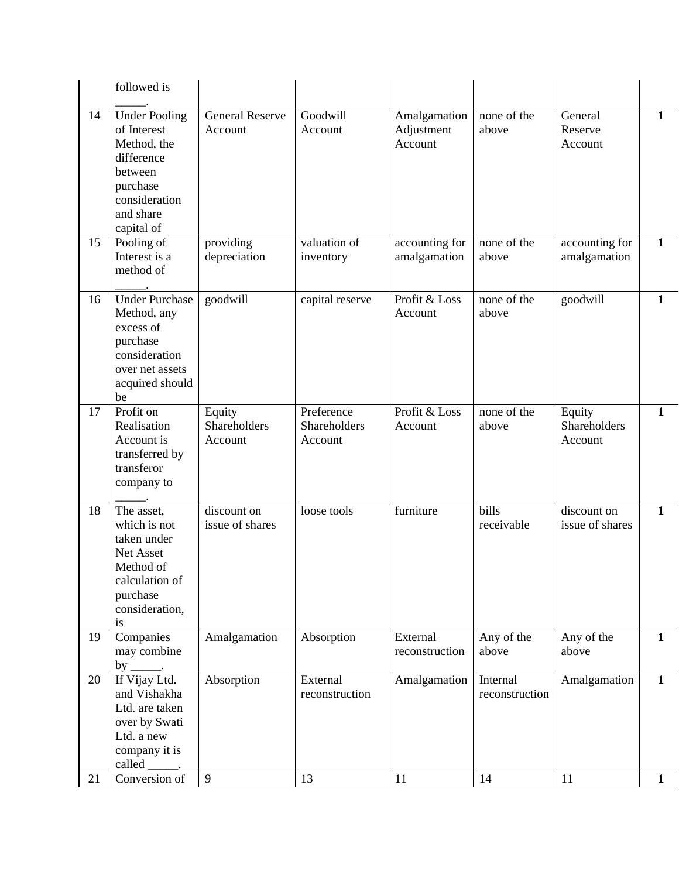|  | followed is _____. |  |  |  |  |  |  |
|---|---|---|---|---|---|---|---|
| 14 | Under Pooling of Interest Method, the difference between purchase consideration and share capital of | General Reserve Account | Goodwill Account | Amalgamation Adjustment Account | none of the above | General Reserve Account | **1** |
| 15 | Pooling of Interest is a method of _____. | providing depreciation | valuation of inventory | accounting for amalgamation | none of the above | accounting for amalgamation | **1** |
| 16 | Under Purchase Method, any excess of purchase consideration over net assets acquired should be | goodwill | capital reserve | Profit & Loss Account | none of the above | goodwill | **1** |
| 17 | Profit on Realisation Account is transferred by transferor company to _____. | Equity Shareholders Account | Preference Shareholders Account | Profit & Loss Account | none of the above | Equity Shareholders Account | **1** |
| 18 | The asset, which is not taken under Net Asset Method of calculation of purchase consideration, is | discount on issue of shares | loose tools | furniture | bills receivable | discount on issue of shares | **1** |
| 19 | Companies may combine by _____. | Amalgamation | Absorption | External reconstruction | Any of the above | Any of the above | **1** |
| 20 | If Vijay Ltd. and Vishakha Ltd. are taken over by Swati Ltd. a new company it is called _____. | Absorption | External reconstruction | Amalgamation | Internal reconstruction | Amalgamation | **1** |
| 21 | Conversion of | 9 | 13 | 11 | 14 | 11 | **1** |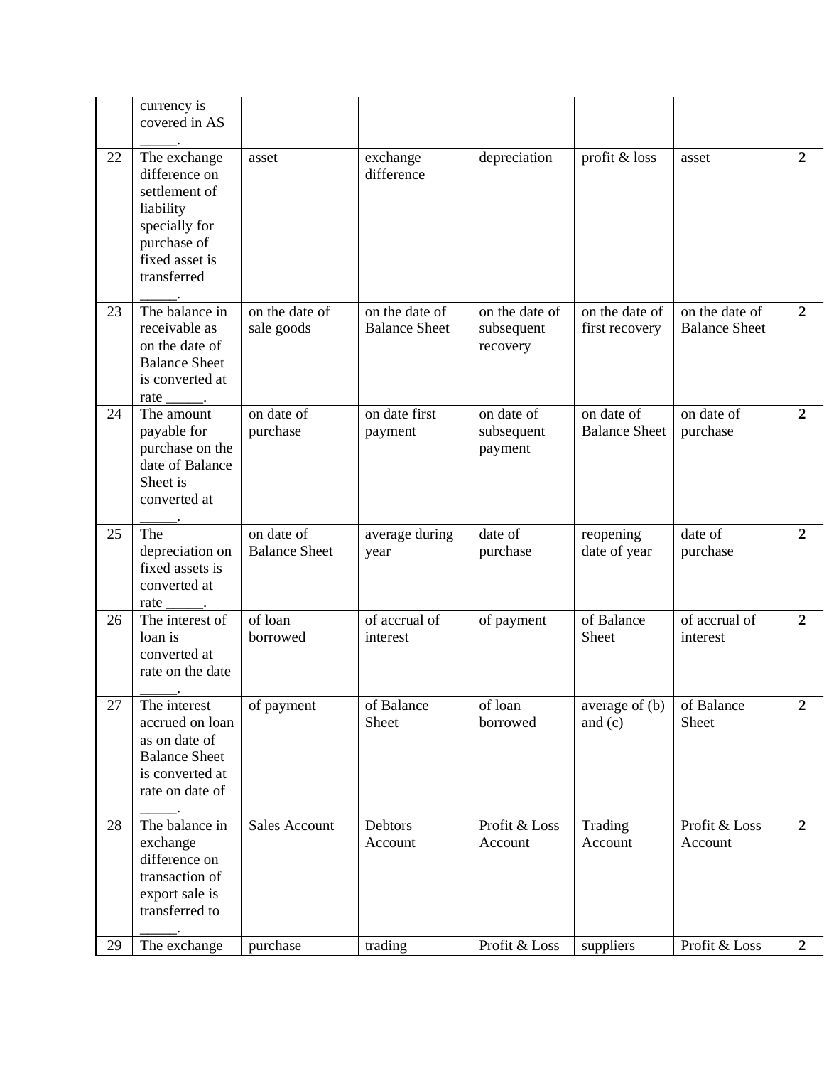| | | | | | | | |
|---|---|---|---|---|---|---|---|
| | currency is covered in AS _____. | | | | | | |
| 22 | The exchange difference on settlement of liability specially for purchase of fixed asset is transferred _____. | asset | exchange difference | depreciation | profit & loss | asset | **2** |
| 23 | The balance in receivable as on the date of Balance Sheet is converted at rate _____. | on the date of sale goods | on the date of Balance Sheet | on the date of subsequent recovery | on the date of first recovery | on the date of Balance Sheet | **2** |
| 24 | The amount payable for purchase on the date of Balance Sheet is converted at _____. | on date of purchase | on date first payment | on date of subsequent payment | on date of Balance Sheet | on date of purchase | **2** |
| 25 | The depreciation on fixed assets is converted at rate _____. | on date of Balance Sheet | average during year | date of purchase | reopening date of year | date of purchase | **2** |
| 26 | The interest of loan is converted at rate on the date _____. | of loan borrowed | of accrual of interest | of payment | of Balance Sheet | of accrual of interest | **2** |
| 27 | The interest accrued on loan as on date of Balance Sheet is converted at rate on date of _____. | of payment | of Balance Sheet | of loan borrowed | average of (b) and (c) | of Balance Sheet | **2** |
| 28 | The balance in exchange difference on transaction of export sale is transferred to _____. | Sales Account | Debtors Account | Profit & Loss Account | Trading Account | Profit & Loss Account | **2** |
| 29 | The exchange | purchase | trading | Profit & Loss | suppliers | Profit & Loss | **2** |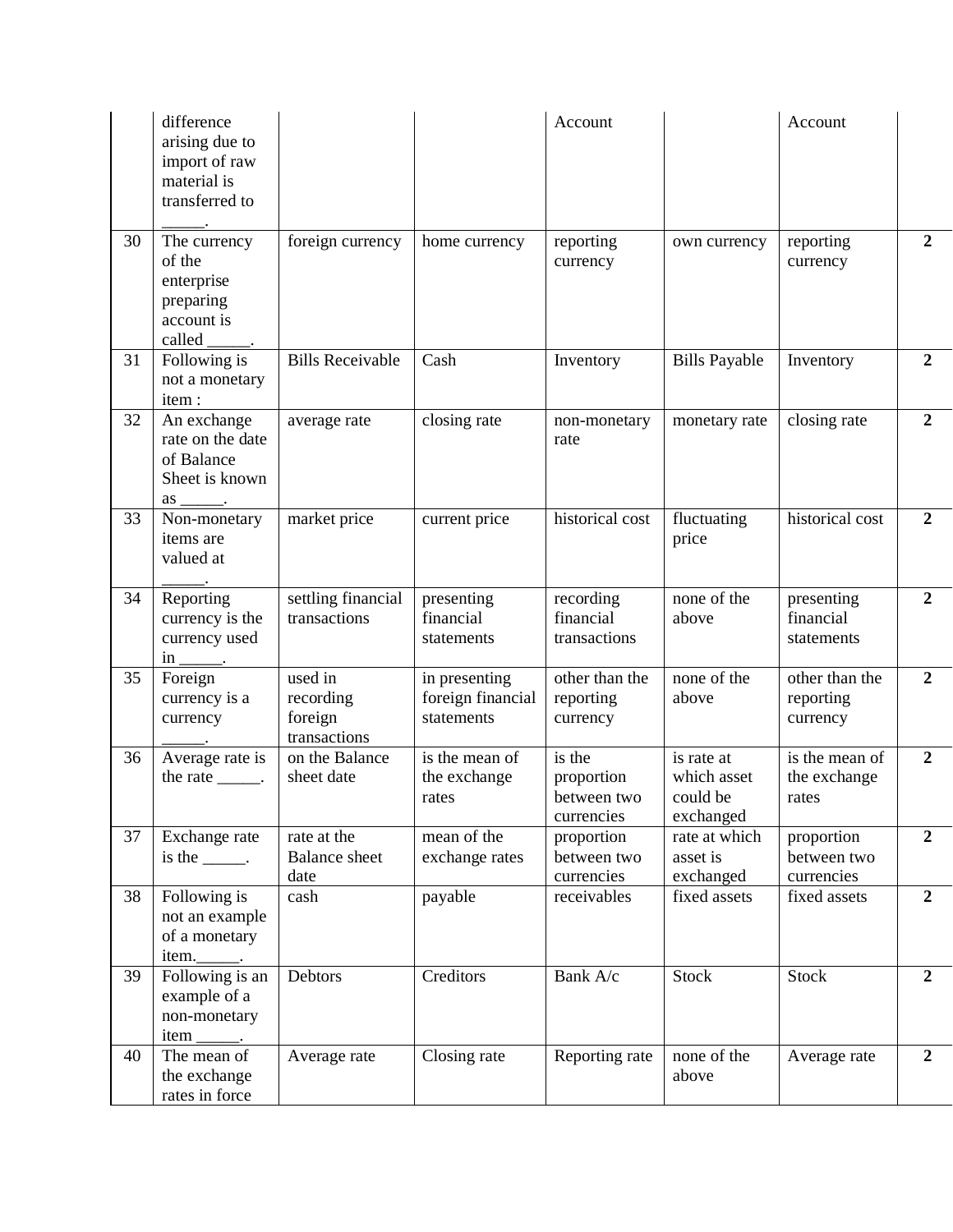|  |  |  |  |  |  |  |  |
|---|---|---|---|---|---|---|---|
|  | difference arising due to import of raw material is transferred to _____. |  |  | Account |  | Account |  |
| 30 | The currency of the enterprise preparing account is called _____. | foreign currency | home currency | reporting currency | own currency | reporting currency | **2** |
| 31 | Following is not a monetary item : | Bills Receivable | Cash | Inventory | Bills Payable | Inventory | **2** |
| 32 | An exchange rate on the date of Balance Sheet is known as _____. | average rate | closing rate | non-monetary rate | monetary rate | closing rate | **2** |
| 33 | Non-monetary items are valued at _____. | market price | current price | historical cost | fluctuating price | historical cost | **2** |
| 34 | Reporting currency is the currency used in _____. | settling financial transactions | presenting financial statements | recording financial transactions | none of the above | presenting financial statements | **2** |
| 35 | Foreign currency is a currency _____. | used in recording foreign transactions | in presenting foreign financial statements | other than the reporting currency | none of the above | other than the reporting currency | **2** |
| 36 | Average rate is the rate _____. | on the Balance sheet date | is the mean of the exchange rates | is the proportion between two currencies | is rate at which asset could be exchanged | is the mean of the exchange rates | **2** |
| 37 | Exchange rate is the _____. | rate at the Balance sheet date | mean of the exchange rates | proportion between two currencies | rate at which asset is exchanged | proportion between two currencies | **2** |
| 38 | Following is not an example of a monetary item._____. | cash | payable | receivables | fixed assets | fixed assets | **2** |
| 39 | Following is an example of a non-monetary item _____. | Debtors | Creditors | Bank A/c | Stock | Stock | **2** |
| 40 | The mean of the exchange rates in force | Average rate | Closing rate | Reporting rate | none of the above | Average rate | **2** |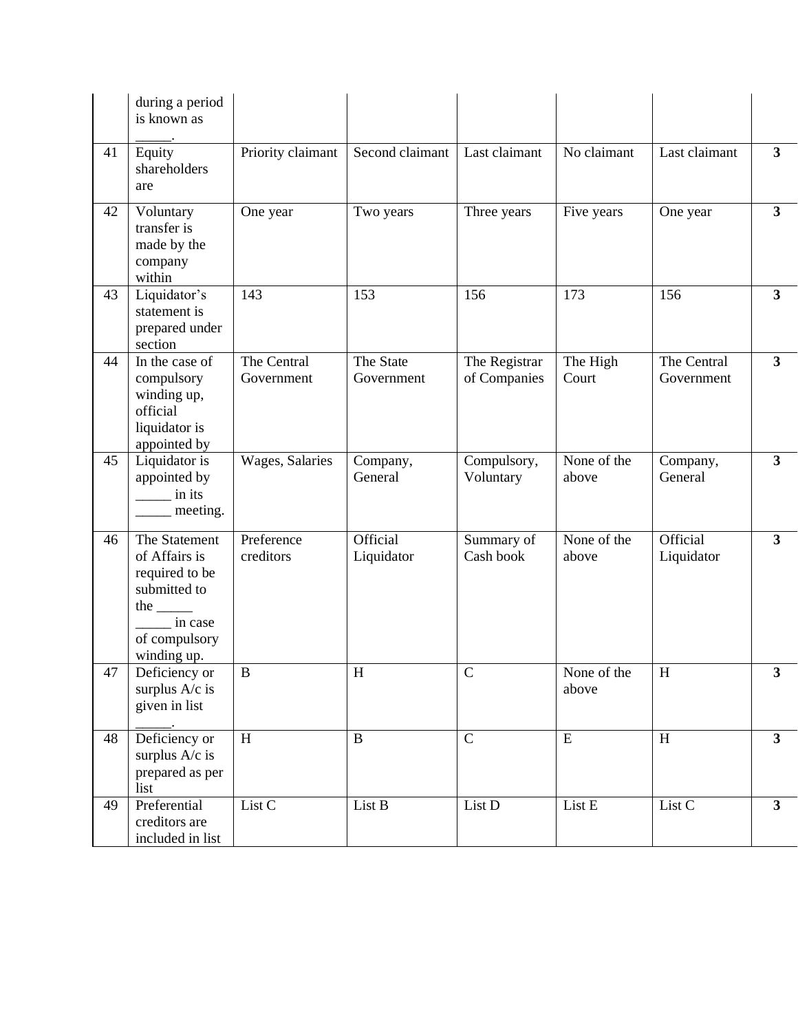|  | during a period is known as _____. |  |  |  |  |  |  |
|---|---|---|---|---|---|---|---|
| 41 | Equity shareholders are | Priority claimant | Second claimant | Last claimant | No claimant | Last claimant | **3** |
| 42 | Voluntary transfer is made by the company within | One year | Two years | Three years | Five years | One year | **3** |
| 43 | Liquidator's statement is prepared under section | 143 | 153 | 156 | 173 | 156 | **3** |
| 44 | In the case of compulsory winding up, official liquidator is appointed by | The Central Government | The State Government | The Registrar of Companies | The High Court | The Central Government | **3** |
| 45 | Liquidator is appointed by _____ in its _____ meeting. | Wages, Salaries | Company, General | Compulsory, Voluntary | None of the above | Company, General | **3** |
| 46 | The Statement of Affairs is required to be submitted to the _____ _____ in case of compulsory winding up. | Preference creditors | Official Liquidator | Summary of Cash book | None of the above | Official Liquidator | **3** |
| 47 | Deficiency or surplus A/c is given in list _____. | B | H | C | None of the above | H | **3** |
| 48 | Deficiency or surplus A/c is prepared as per list | H | B | C | E | H | **3** |
| 49 | Preferential creditors are included in list | List C | List B | List D | List E | List C | **3** |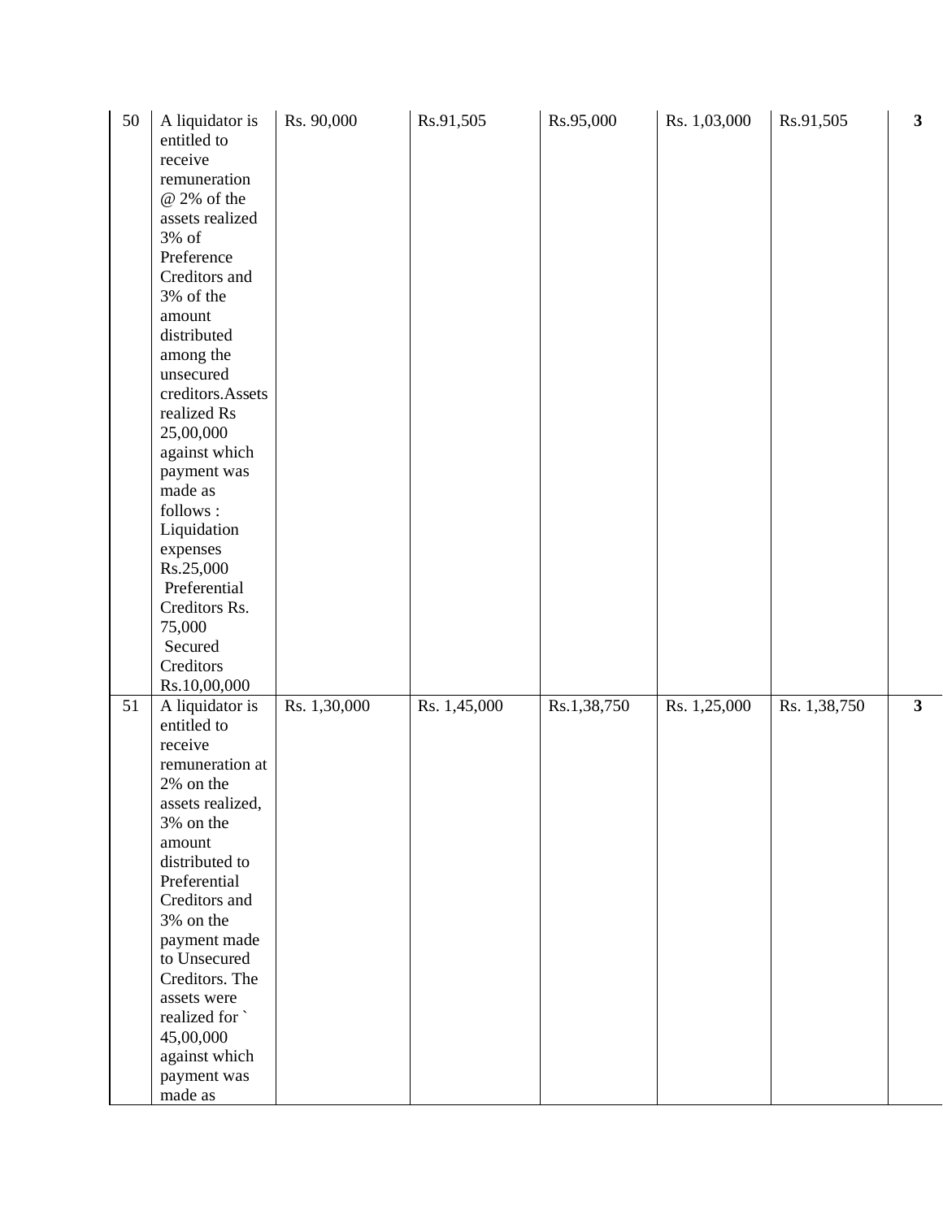| 50 | A liquidator is entitled to receive remuneration @ 2% of the assets realized 3% of Preference Creditors and 3% of the amount distributed among the unsecured creditors.Assets realized Rs 25,00,000 against which payment was made as follows : Liquidation expenses Rs.25,000 Preferential Creditors Rs. 75,000 Secured Creditors Rs.10,00,000 | Rs. 90,000 | Rs.91,505 | Rs.95,000 | Rs. 1,03,000 | Rs.91,505 | **3** |
|---|---|---|---|---|---|---|---|
| 51 | A liquidator is entitled to receive remuneration at 2% on the assets realized, 3% on the amount distributed to Preferential Creditors and 3% on the payment made to Unsecured Creditors. The assets were realized for ` 45,00,000 against which payment was made as | Rs. 1,30,000 | Rs. 1,45,000 | Rs.1,38,750 | Rs. 1,25,000 | Rs. 1,38,750 | **3** |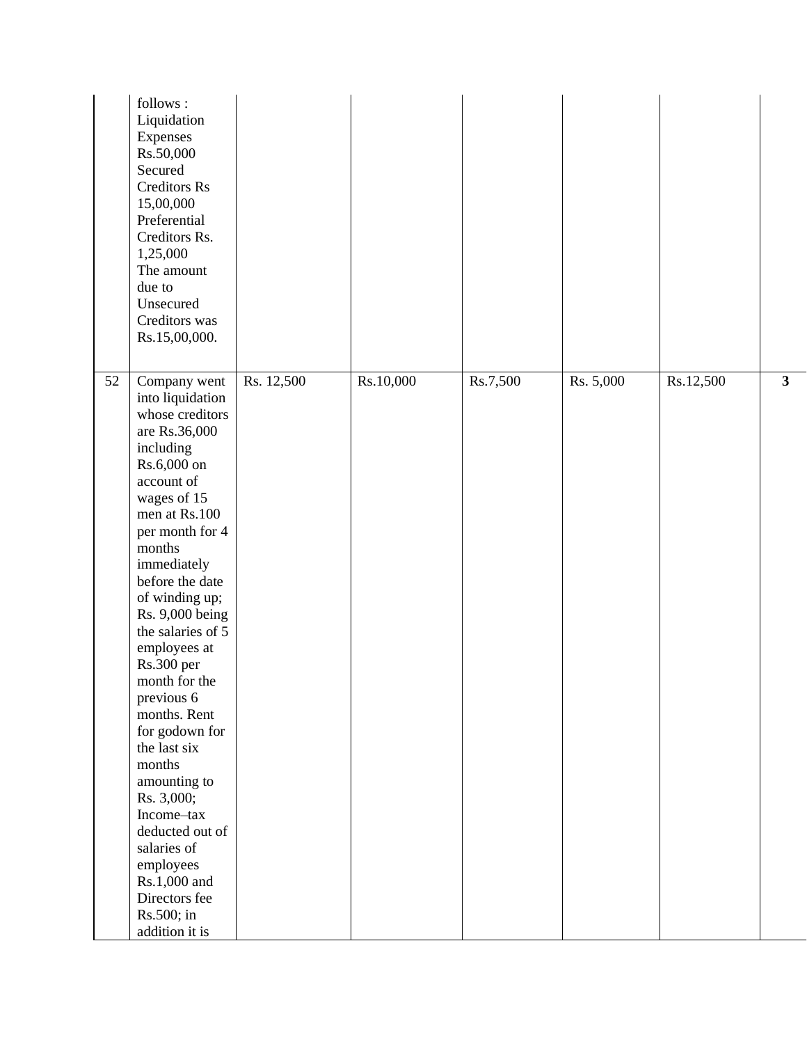|  |  |  |  |  |  |  |  |
|---|---|---|---|---|---|---|---|
|  | follows : Liquidation Expenses Rs.50,000 Secured Creditors Rs 15,00,000 Preferential Creditors Rs. 1,25,000 The amount due to Unsecured Creditors was Rs.15,00,000. |  |  |  |  |  |  |
| 52 | Company went into liquidation whose creditors are Rs.36,000 including Rs.6,000 on account of wages of 15 men at Rs.100 per month for 4 months immediately before the date of winding up; Rs. 9,000 being the salaries of 5 employees at Rs.300 per month for the previous 6 months. Rent for godown for the last six months amounting to Rs. 3,000; Income–tax deducted out of salaries of employees Rs.1,000 and Directors fee Rs.500; in addition it is | Rs. 12,500 | Rs.10,000 | Rs.7,500 | Rs. 5,000 | Rs.12,500 | **3** |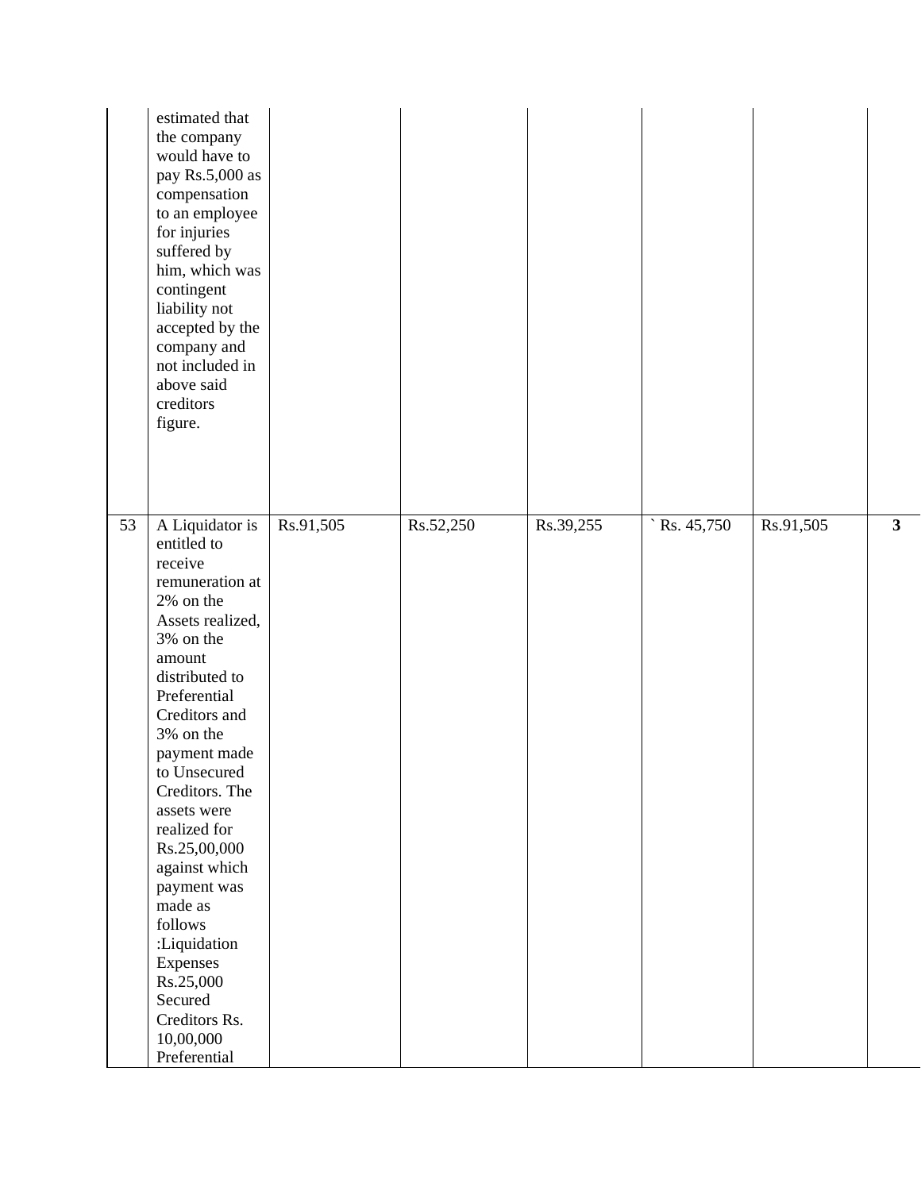|  |  |  |  |  |  |  |  |
|---|---|---|---|---|---|---|---|
|  | estimated that the company would have to pay Rs.5,000 as compensation to an employee for injuries suffered by him, which was contingent liability not accepted by the company and not included in above said creditors figure. |  |  |  |  |  |  |
| 53 | A Liquidator is entitled to receive remuneration at 2% on the Assets realized, 3% on the amount distributed to Preferential Creditors and 3% on the payment made to Unsecured Creditors. The assets were realized for Rs.25,00,000 against which payment was made as follows :Liquidation Expenses Rs.25,000 Secured Creditors Rs. 10,00,000 Preferential | Rs.91,505 | Rs.52,250 | Rs.39,255 | ` Rs. 45,750 | Rs.91,505 | **3** |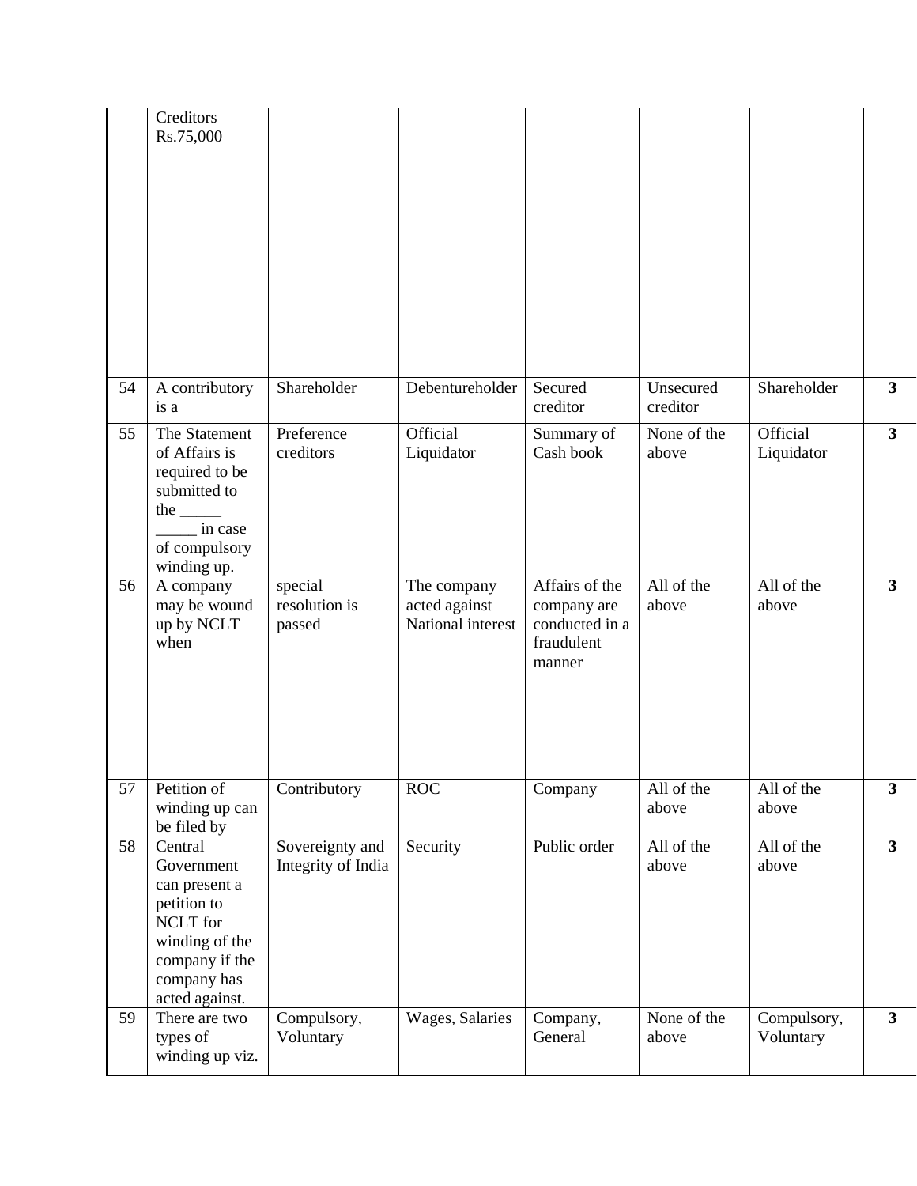| | | | | | | | |
|---|---|---|---|---|---|---|---|
| | Creditors Rs.75,000 | | | | | | |
| 54 | A contributory is a | Shareholder | Debentureholder | Secured creditor | Unsecured creditor | Shareholder | **3** |
| 55 | The Statement of Affairs is required to be submitted to the _____ _____ in case of compulsory winding up. | Preference creditors | Official Liquidator | Summary of Cash book | None of the above | Official Liquidator | **3** |
| 56 | A company may be wound up by NCLT when | special resolution is passed | The company acted against National interest | Affairs of the company are conducted in a fraudulent manner | All of the above | All of the above | **3** |
| 57 | Petition of winding up can be filed by | Contributory | ROC | Company | All of the above | All of the above | **3** |
| 58 | Central Government can present a petition to NCLT for winding of the company if the company has acted against. | Sovereignty and Integrity of India | Security | Public order | All of the above | All of the above | **3** |
| 59 | There are two types of winding up viz. | Compulsory, Voluntary | Wages, Salaries | Company, General | None of the above | Compulsory, Voluntary | **3** |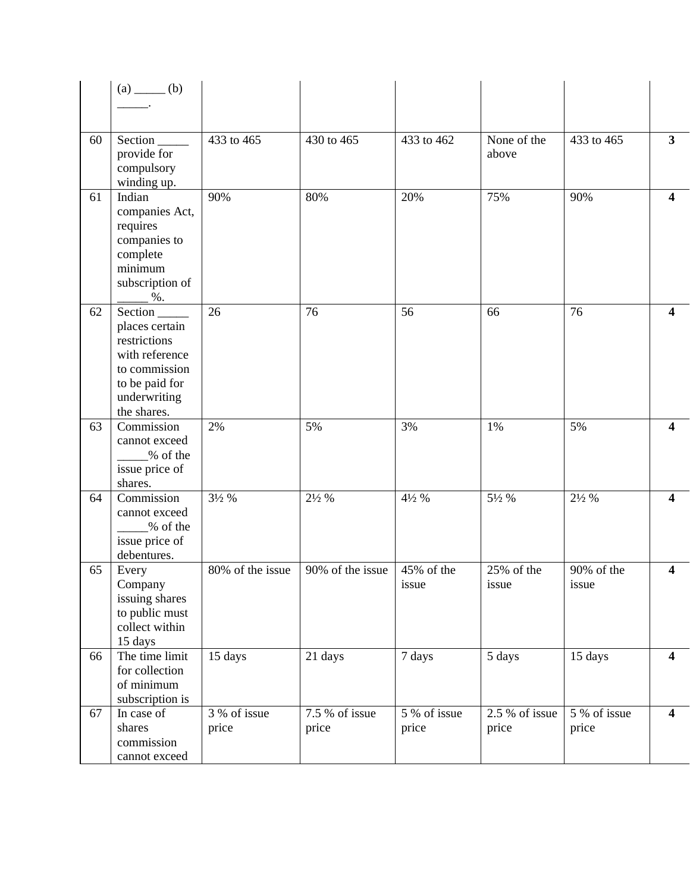|  | (a) _____ (b) _____. |  |  |  |  |  |  |
|---|---|---|---|---|---|---|---|
| 60 | Section _____ provide for compulsory winding up. | 433 to 465 | 430 to 465 | 433 to 462 | None of the above | 433 to 465 | **3** |
| 61 | Indian companies Act, requires companies to complete minimum subscription of _____ %. | 90% | 80% | 20% | 75% | 90% | **4** |
| 62 | Section _____ places certain restrictions with reference to commission to be paid for underwriting the shares. | 26 | 76 | 56 | 66 | 76 | **4** |
| 63 | Commission cannot exceed _____% of the issue price of shares. | 2% | 5% | 3% | 1% | 5% | **4** |
| 64 | Commission cannot exceed _____% of the issue price of debentures. | 3½ % | 2½ % | 4½ % | 5½ % | 2½ % | **4** |
| 65 | Every Company issuing shares to public must collect within 15 days | 80% of the issue | 90% of the issue | 45% of the issue | 25% of the issue | 90% of the issue | **4** |
| 66 | The time limit for collection of minimum subscription is | 15 days | 21 days | 7 days | 5 days | 15 days | **4** |
| 67 | In case of shares commission cannot exceed | 3 % of issue price | 7.5 % of issue price | 5 % of issue price | 2.5 % of issue price | 5 % of issue price | **4** |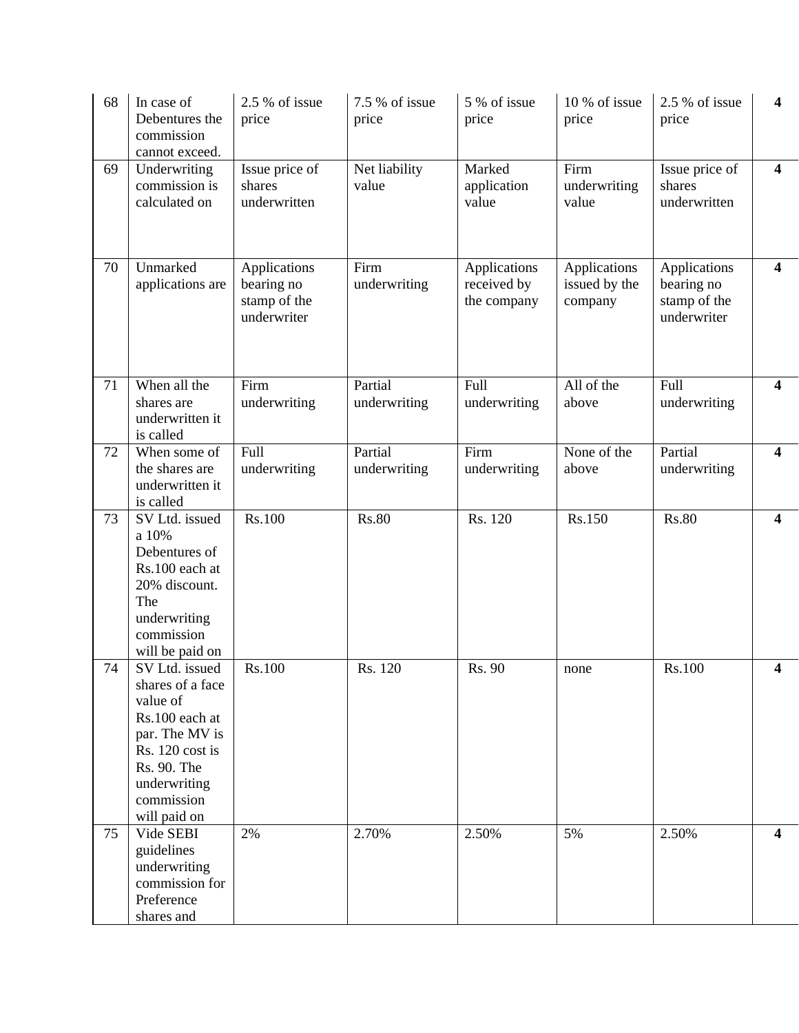| 68 | In case of Debentures the commission cannot exceed. | 2.5 % of issue price | 7.5 % of issue price | 5 % of issue price | 10 % of issue price | 2.5 % of issue price | **4** |
|---|---|---|---|---|---|---|---|
| 69 | Underwriting commission is calculated on | Issue price of shares underwritten | Net liability value | Marked application value | Firm underwriting value | Issue price of shares underwritten | **4** |
| 70 | Unmarked applications are | Applications bearing no stamp of the underwriter | Firm underwriting | Applications received by the company | Applications issued by the company | Applications bearing no stamp of the underwriter | **4** |
| 71 | When all the shares are underwritten it is called | Firm underwriting | Partial underwriting | Full underwriting | All of the above | Full underwriting | **4** |
| 72 | When some of the shares are underwritten it is called | Full underwriting | Partial underwriting | Firm underwriting | None of the above | Partial underwriting | **4** |
| 73 | SV Ltd. issued a 10% Debentures of Rs.100 each at 20% discount. The underwriting commission will be paid on | Rs.100 | Rs.80 | Rs. 120 | Rs.150 | Rs.80 | **4** |
| 74 | SV Ltd. issued shares of a face value of Rs.100 each at par. The MV is Rs. 120 cost is Rs. 90. The underwriting commission will paid on | Rs.100 | Rs. 120 | Rs. 90 | none | Rs.100 | **4** |
| 75 | Vide SEBI guidelines underwriting commission for Preference shares and | 2% | 2.70% | 2.50% | 5% | 2.50% | **4** |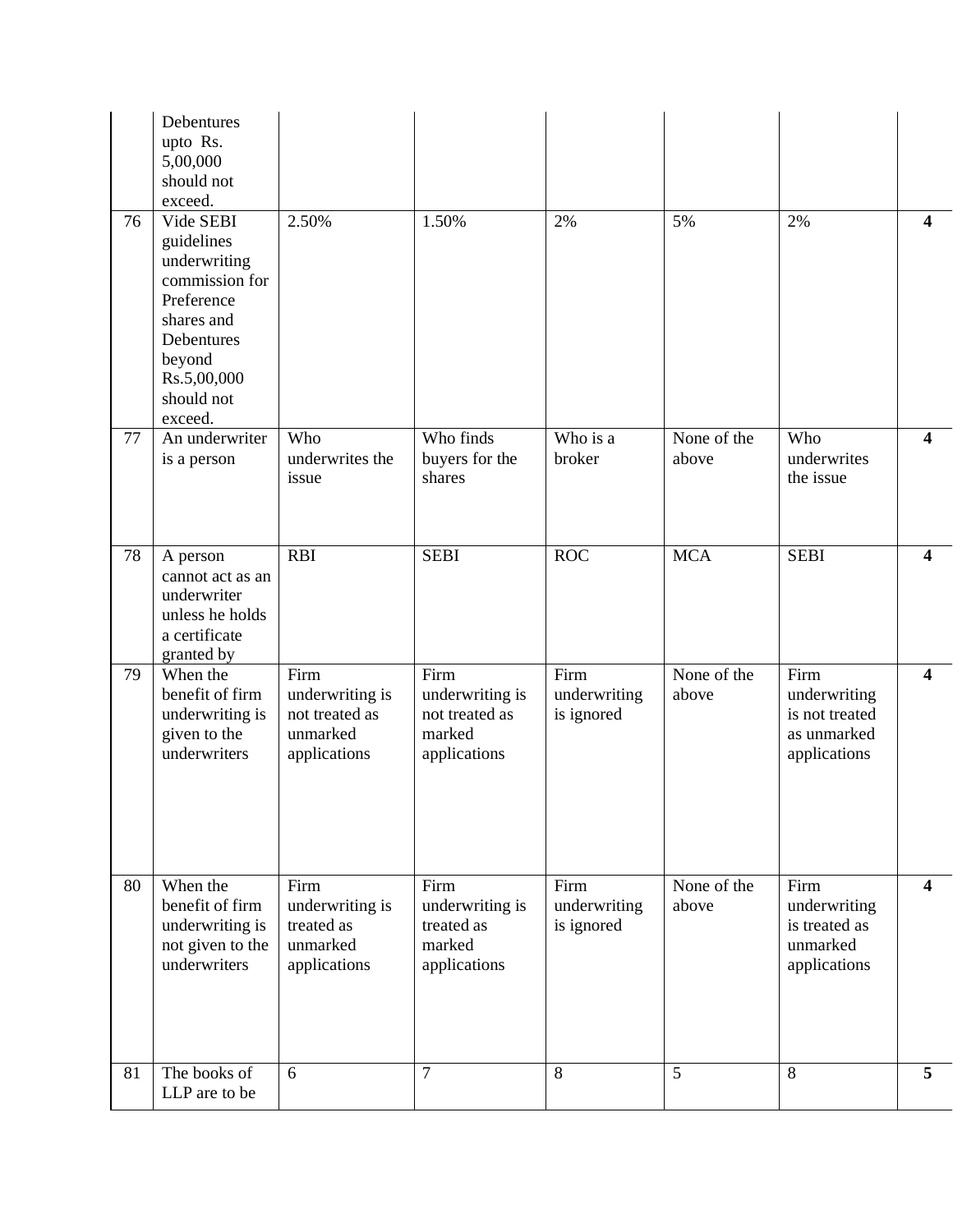| | | | | | | | |
|---|---|---|---|---|---|---|---|
| | Debentures upto Rs. 5,00,000 should not exceed. | | | | | | |
| 76 | Vide SEBI guidelines underwriting commission for Preference shares and Debentures beyond Rs.5,00,000 should not exceed. | 2.50% | 1.50% | 2% | 5% | 2% | **4** |
| 77 | An underwriter is a person | Who underwrites the issue | Who finds buyers for the shares | Who is a broker | None of the above | Who underwrites the issue | **4** |
| 78 | A person cannot act as an underwriter unless he holds a certificate granted by | RBI | SEBI | ROC | MCA | SEBI | **4** |
| 79 | When the benefit of firm underwriting is given to the underwriters | Firm underwriting is not treated as unmarked applications | Firm underwriting is not treated as marked applications | Firm underwriting is ignored | None of the above | Firm underwriting is not treated as unmarked applications | **4** |
| 80 | When the benefit of firm underwriting is not given to the underwriters | Firm underwriting is treated as unmarked applications | Firm underwriting is treated as marked applications | Firm underwriting is ignored | None of the above | Firm underwriting is treated as unmarked applications | **4** |
| 81 | The books of LLP are to be | 6 | 7 | 8 | 5 | 8 | **5** |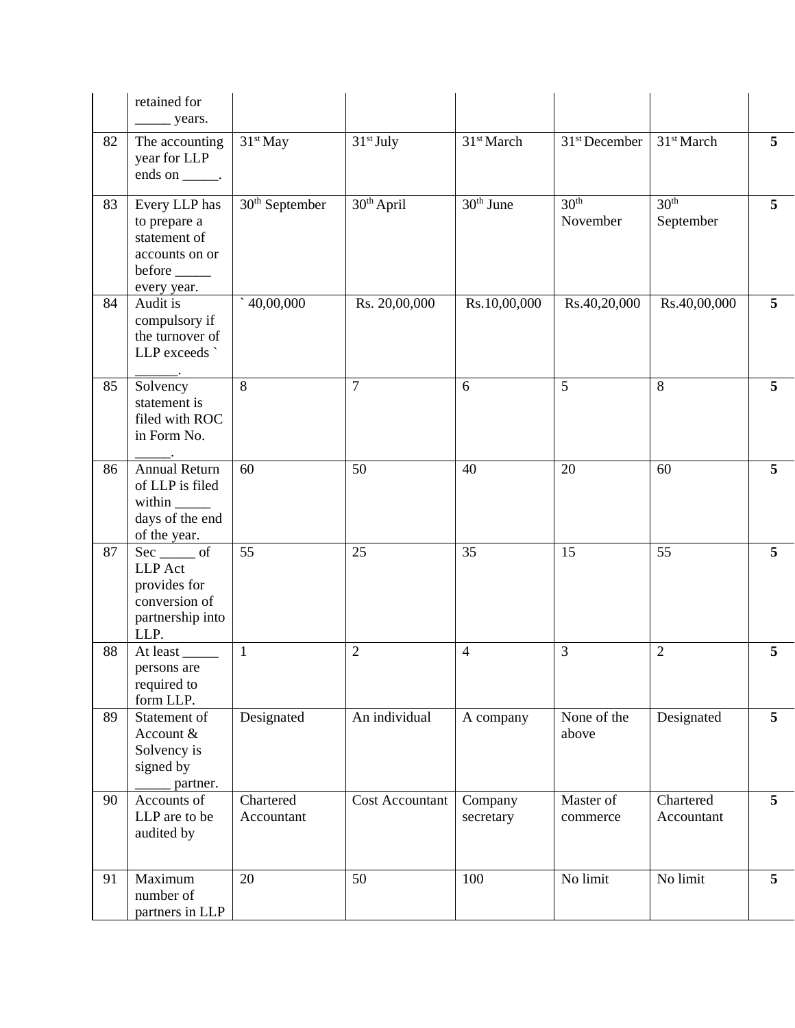| | retained for _____ years. | | | | | | |
|---|---|---|---|---|---|---|---|
| 82 | The accounting year for LLP ends on _____. | 31st May | 31st July | 31st March | 31st December | 31st March | **5** |
| 83 | Every LLP has to prepare a statement of accounts on or before _____ every year. | 30th September | 30th April | 30th June | 30th November | 30th September | **5** |
| 84 | Audit is compulsory if the turnover of LLP exceeds ` ______. | ` 40,00,000 | Rs. 20,00,000 | Rs.10,00,000 | Rs.40,20,000 | Rs.40,00,000 | **5** |
| 85 | Solvency statement is filed with ROC in Form No. _____. | 8 | 7 | 6 | 5 | 8 | **5** |
| 86 | Annual Return of LLP is filed within _____ days of the end of the year. | 60 | 50 | 40 | 20 | 60 | **5** |
| 87 | Sec _____ of LLP Act provides for conversion of partnership into LLP. | 55 | 25 | 35 | 15 | 55 | **5** |
| 88 | At least _____ persons are required to form LLP. | 1 | 2 | 4 | 3 | 2 | **5** |
| 89 | Statement of Account & Solvency is signed by _____ partner. | Designated | An individual | A company | None of the above | Designated | **5** |
| 90 | Accounts of LLP are to be audited by | Chartered Accountant | Cost Accountant | Company secretary | Master of commerce | Chartered Accountant | **5** |
| 91 | Maximum number of partners in LLP | 20 | 50 | 100 | No limit | No limit | **5** |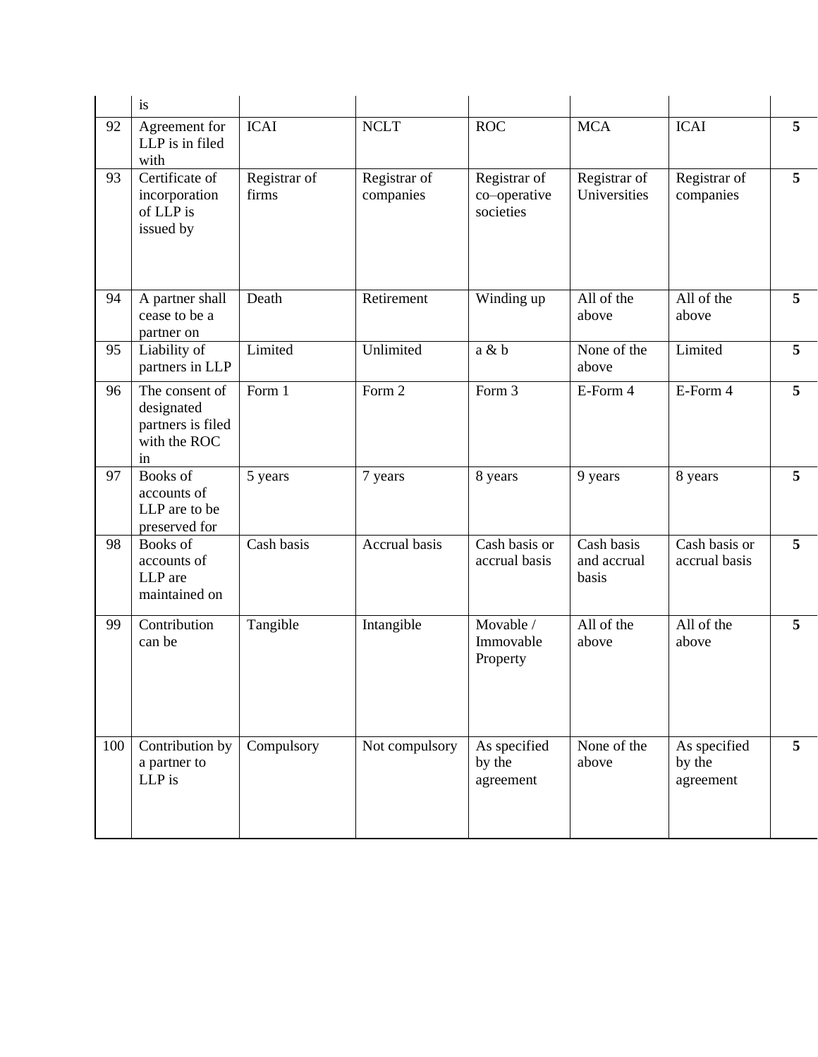| | | | | | | | |
|---|---|---|---|---|---|---|---|
| | is | | | | | | |
| 92 | Agreement for LLP is in filed with | ICAI | NCLT | ROC | MCA | ICAI | **5** |
| 93 | Certificate of incorporation of LLP is issued by | Registrar of firms | Registrar of companies | Registrar of co–operative societies | Registrar of Universities | Registrar of companies | **5** |
| 94 | A partner shall cease to be a partner on | Death | Retirement | Winding up | All of the above | All of the above | **5** |
| 95 | Liability of partners in LLP | Limited | Unlimited | a & b | None of the above | Limited | **5** |
| 96 | The consent of designated partners is filed with the ROC in | Form 1 | Form 2 | Form 3 | E-Form 4 | E-Form 4 | **5** |
| 97 | Books of accounts of LLP are to be preserved for | 5 years | 7 years | 8 years | 9 years | 8 years | **5** |
| 98 | Books of accounts of LLP are maintained on | Cash basis | Accrual basis | Cash basis or accrual basis | Cash basis and accrual basis | Cash basis or accrual basis | **5** |
| 99 | Contribution can be | Tangible | Intangible | Movable / Immovable Property | All of the above | All of the above | **5** |
| 100 | Contribution by a partner to LLP is | Compulsory | Not compulsory | As specified by the agreement | None of the above | As specified by the agreement | **5** |